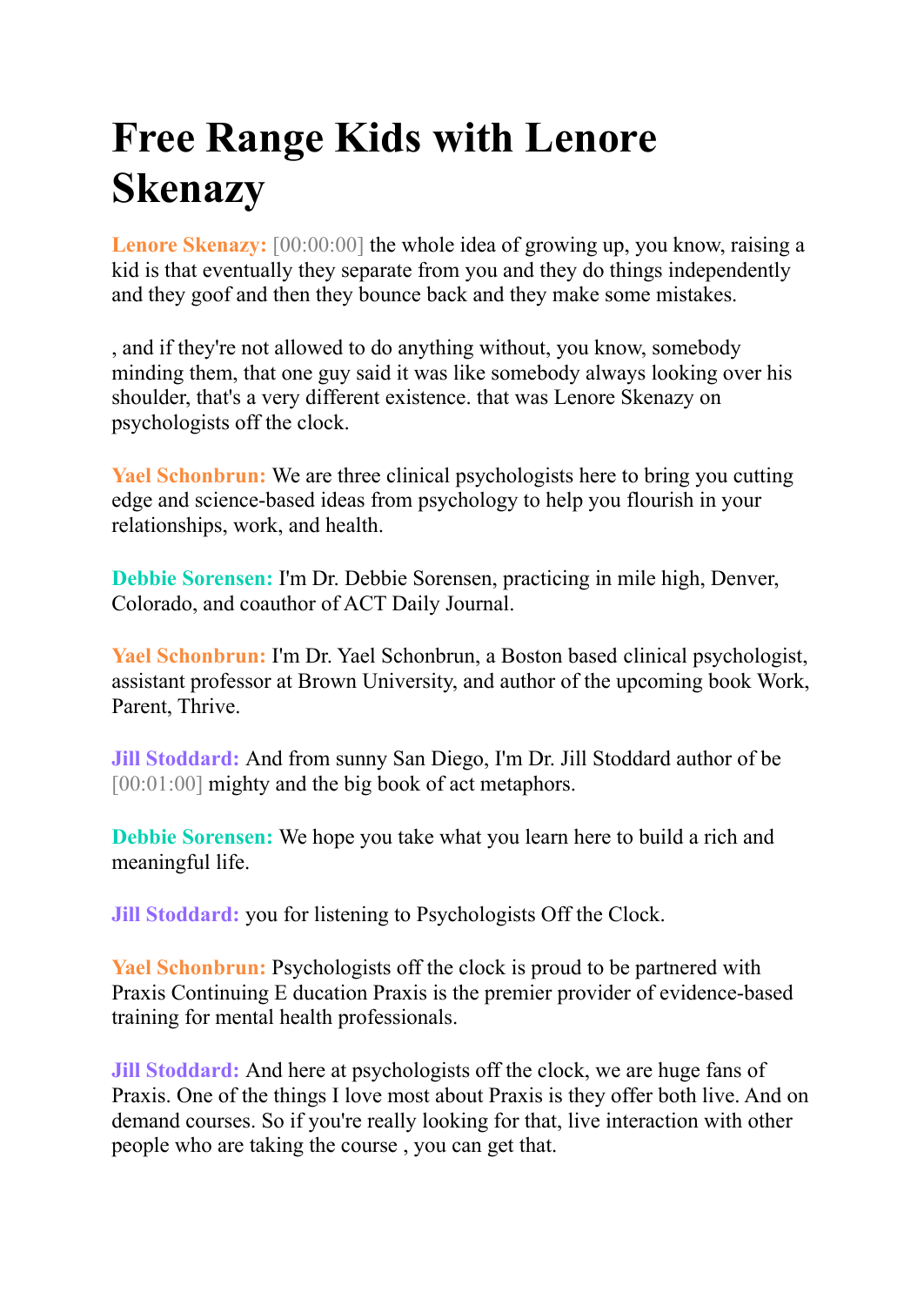# Free Range Kids with Lenore Skenazy

**Lenore Skenazy:** [00:00:00] the whole idea of growing up, you know, raising a kid is that eventually they separate from you and they do things independently and they goof and then they bounce back and they make some mistakes.

, and if they're not allowed to do anything without, you know, somebody minding them, that one guy said it was like somebody always looking over his shoulder, that's a very different existence. that was Lenore Skenazy on psychologists off the clock.

**Yael Schonbrun:** We are three clinical psychologists here to bring you cutting edge and science-based ideas from psychology to help you flourish in your relationships, work, and health.

**Debbie Sorensen:** I'm Dr. Debbie Sorensen, practicing in mile high, Denver, Colorado, and coauthor of ACT Daily Journal.

**Yael Schonbrun:** I'm Dr. Yael Schonbrun, a Boston based clinical psychologist, assistant professor at Brown University, and author of the upcoming book Work, Parent, Thrive.

**Jill Stoddard:** And from sunny San Diego, I'm Dr. Jill Stoddard author of be [00:01:00] mighty and the big book of act metaphors.

**Debbie Sorensen:** We hope you take what you learn here to build a rich and meaningful life.

**Jill Stoddard:** you for listening to Psychologists Off the Clock.

**Yael Schonbrun:** Psychologists off the clock is proud to be partnered with Praxis Continuing E ducation Praxis is the premier provider of evidence-based training for mental health professionals.

**Jill Stoddard:** And here at psychologists off the clock, we are huge fans of Praxis. One of the things I love most about Praxis is they offer both live. And on demand courses. So if you're really looking for that, live interaction with other people who are taking the course , you can get that.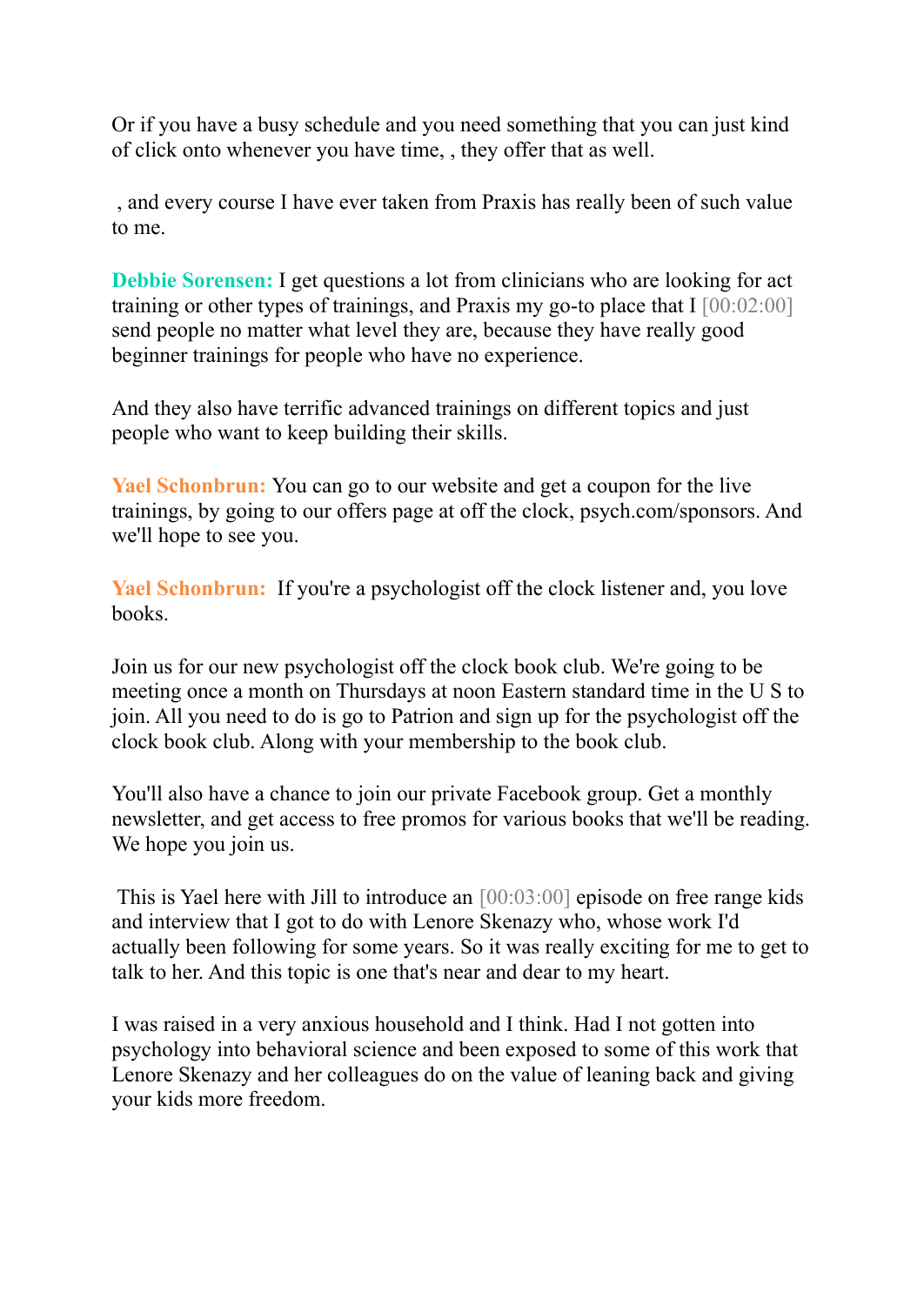Or if you have a busy schedule and you need something that you can just kind of click onto whenever you have time, , they offer that as well.

, and every course I have ever taken from Praxis has really been of such value to me.

**Debbie Sorensen:** I get questions a lot from clinicians who are looking for act training or other types of trainings, and Praxis my go-to place that I [00:02:00] send people no matter what level they are, because they have really good beginner trainings for people who have no experience.

And they also have terrific advanced trainings on different topics and just people who want to keep building their skills.

**Yael Schonbrun:** You can go to our website and get a coupon for the live trainings, by going to our offers page at off the clock, psych.com/sponsors. And we'll hope to see you.

**Yael Schonbrun:** If you're a psychologist off the clock listener and, you love books.

Join us for our new psychologist off the clock book club. We're going to be meeting once a month on Thursdays at noon Eastern standard time in the U S to join. All you need to do is go to Patrion and sign up for the psychologist off the clock book club. Along with your membership to the book club.

You'll also have a chance to join our private Facebook group. Get a monthly newsletter, and get access to free promos for various books that we'll be reading. We hope you join us.

This is Yael here with Jill to introduce an [00:03:00] episode on free range kids and interview that I got to do with Lenore Skenazy who, whose work I'd actually been following for some years. So it was really exciting for me to get to talk to her. And this topic is one that's near and dear to my heart.

I was raised in a very anxious household and I think. Had I not gotten into psychology into behavioral science and been exposed to some of this work that Lenore Skenazy and her colleagues do on the value of leaning back and giving your kids more freedom.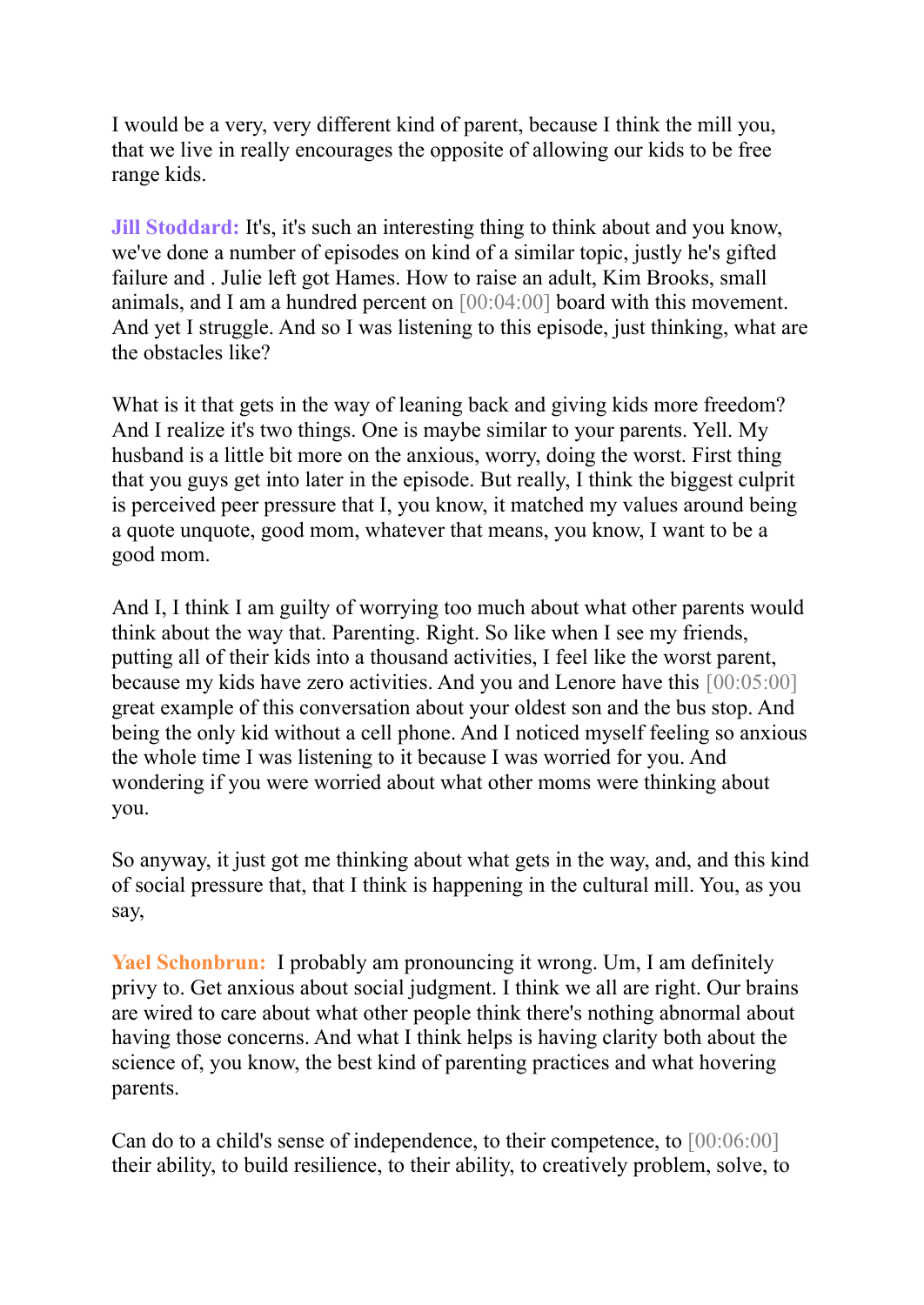I would be a very, very different kind of parent, because I think the mill you, that we live in really encourages the opposite of allowing our kids to be free range kids.

**Jill Stoddard:** It's, it's such an interesting thing to think about and you know, we've done a number of episodes on kind of a similar topic, justly he's gifted failure and . Julie left got Hames. How to raise an adult, Kim Brooks, small animals, and I am a hundred percent on [00:04:00] board with this movement. And yet I struggle. And so I was listening to this episode, just thinking, what are the obstacles like?

What is it that gets in the way of leaning back and giving kids more freedom? And I realize it's two things. One is maybe similar to your parents. Yell. My husband is a little bit more on the anxious, worry, doing the worst. First thing that you guys get into later in the episode. But really, I think the biggest culprit is perceived peer pressure that I, you know, it matched my values around being a quote unquote, good mom, whatever that means, you know, I want to be a good mom.

And I, I think I am guilty of worrying too much about what other parents would think about the way that. Parenting. Right. So like when I see my friends, putting all of their kids into a thousand activities, I feel like the worst parent, because my kids have zero activities. And you and Lenore have this [00:05:00] great example of this conversation about your oldest son and the bus stop. And being the only kid without a cell phone. And I noticed myself feeling so anxious the whole time I was listening to it because I was worried for you. And wondering if you were worried about what other moms were thinking about you.

So anyway, it just got me thinking about what gets in the way, and, and this kind of social pressure that, that I think is happening in the cultural mill. You, as you say,

**Yael Schonbrun:** I probably am pronouncing it wrong. Um, I am definitely privy to. Get anxious about social judgment. I think we all are right. Our brains are wired to care about what other people think there's nothing abnormal about having those concerns. And what I think helps is having clarity both about the science of, you know, the best kind of parenting practices and what hovering parents.

Can do to a child's sense of independence, to their competence, to [00:06:00] their ability, to build resilience, to their ability, to creatively problem, solve, to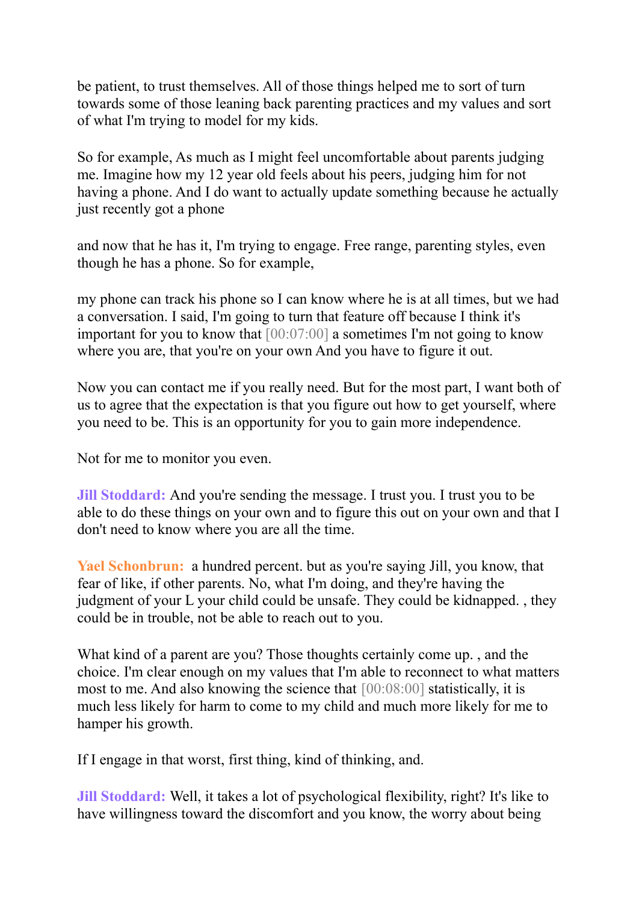be patient, to trust themselves. All of those things helped me to sort of turn towards some of those leaning back parenting practices and my values and sort of what I'm trying to model for my kids.

So for example, As much as I might feel uncomfortable about parents judging me. Imagine how my 12 year old feels about his peers, judging him for not having a phone. And I do want to actually update something because he actually just recently got a phone

and now that he has it, I'm trying to engage. Free range, parenting styles, even though he has a phone. So for example,

my phone can track his phone so I can know where he is at all times, but we had a conversation. I said, I'm going to turn that feature off because I think it's important for you to know that [00:07:00] a sometimes I'm not going to know where you are, that you're on your own And you have to figure it out.

Now you can contact me if you really need. But for the most part, I want both of us to agree that the expectation is that you figure out how to get yourself, where you need to be. This is an opportunity for you to gain more independence.

Not for me to monitor you even.

**Jill Stoddard:** And you're sending the message. I trust you. I trust you to be able to do these things on your own and to figure this out on your own and that I don't need to know where you are all the time.

**Yael Schonbrun:** a hundred percent. but as you're saying Jill, you know, that fear of like, if other parents. No, what I'm doing, and they're having the judgment of your L your child could be unsafe. They could be kidnapped. , they could be in trouble, not be able to reach out to you.

What kind of a parent are you? Those thoughts certainly come up. , and the choice. I'm clear enough on my values that I'm able to reconnect to what matters most to me. And also knowing the science that [00:08:00] statistically, it is much less likely for harm to come to my child and much more likely for me to hamper his growth.

If I engage in that worst, first thing, kind of thinking, and.

**Jill Stoddard:** Well, it takes a lot of psychological flexibility, right? It's like to have willingness toward the discomfort and you know, the worry about being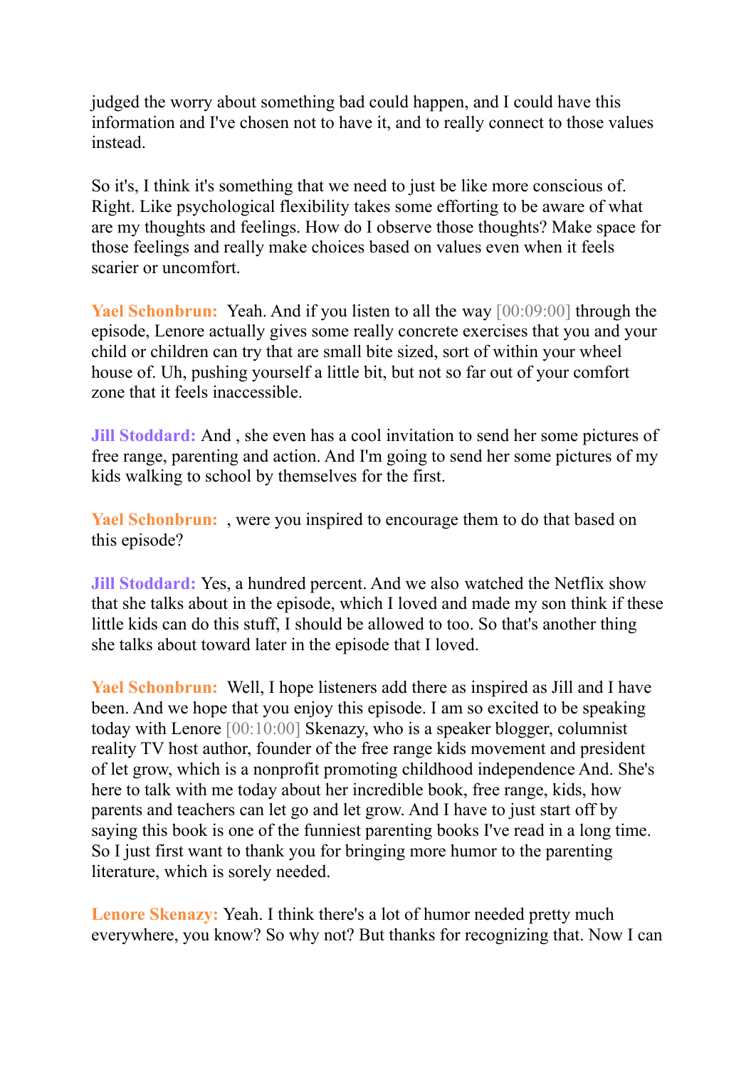judged the worry about something bad could happen, and I could have this information and I've chosen not to have it, and to really connect to those values instead.

So it's, I think it's something that we need to just be like more conscious of. Right. Like psychological flexibility takes some efforting to be aware of what are my thoughts and feelings. How do I observe those thoughts? Make space for those feelings and really make choices based on values even when it feels scarier or uncomfort.

**Yael Schonbrun:** Yeah. And if you listen to all the way [00:09:00] through the episode, Lenore actually gives some really concrete exercises that you and your child or children can try that are small bite sized, sort of within your wheel house of. Uh, pushing yourself a little bit, but not so far out of your comfort zone that it feels inaccessible.

**Jill Stoddard:** And , she even has a cool invitation to send her some pictures of free range, parenting and action. And I'm going to send her some pictures of my kids walking to school by themselves for the first.

**Yael Schonbrun:** , were you inspired to encourage them to do that based on this episode?

**Jill Stoddard:** Yes, a hundred percent. And we also watched the Netflix show that she talks about in the episode, which I loved and made my son think if these little kids can do this stuff, I should be allowed to too. So that's another thing she talks about toward later in the episode that I loved.

**Yael Schonbrun:** Well, I hope listeners add there as inspired as Jill and I have been. And we hope that you enjoy this episode. I am so excited to be speaking today with Lenore [00:10:00] Skenazy, who is a speaker blogger, columnist reality TV host author, founder of the free range kids movement and president of let grow, which is a nonprofit promoting childhood independence And. She's here to talk with me today about her incredible book, free range, kids, how parents and teachers can let go and let grow. And I have to just start off by saying this book is one of the funniest parenting books I've read in a long time. So I just first want to thank you for bringing more humor to the parenting literature, which is sorely needed.

**Lenore Skenazy:** Yeah. I think there's a lot of humor needed pretty much everywhere, you know? So why not? But thanks for recognizing that. Now I can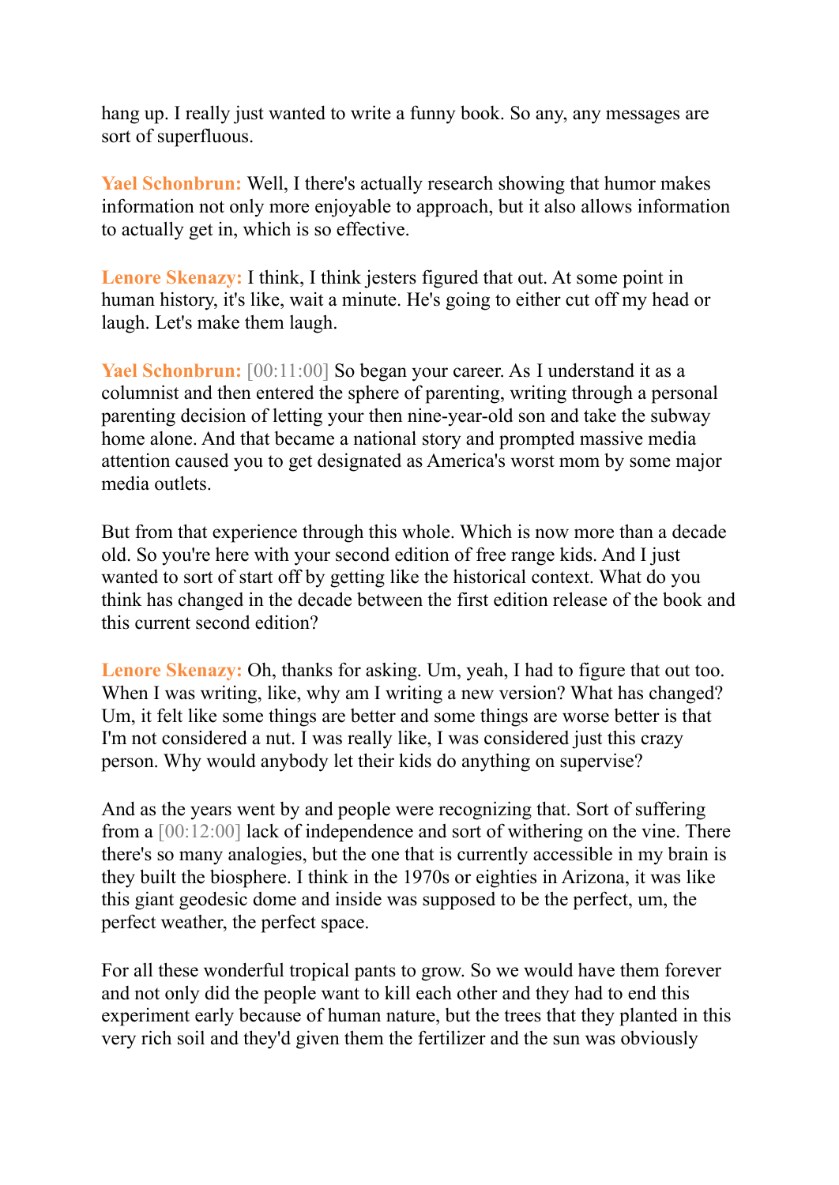hang up. I really just wanted to write a funny book. So any, any messages are sort of superfluous.

**Yael Schonbrun:** Well, I there's actually research showing that humor makes information not only more enjoyable to approach, but it also allows information to actually get in, which is so effective.

**Lenore Skenazy:** I think, I think jesters figured that out. At some point in human history, it's like, wait a minute. He's going to either cut off my head or laugh. Let's make them laugh.

**Yael Schonbrun:** [00:11:00] So began your career. As I understand it as a columnist and then entered the sphere of parenting, writing through a personal parenting decision of letting your then nine-year-old son and take the subway home alone. And that became a national story and prompted massive media attention caused you to get designated as America's worst mom by some major media outlets.

But from that experience through this whole. Which is now more than a decade old. So you're here with your second edition of free range kids. And I just wanted to sort of start off by getting like the historical context. What do you think has changed in the decade between the first edition release of the book and this current second edition?

**Lenore Skenazy:** Oh, thanks for asking. Um, yeah, I had to figure that out too. When I was writing, like, why am I writing a new version? What has changed? Um, it felt like some things are better and some things are worse better is that I'm not considered a nut. I was really like, I was considered just this crazy person. Why would anybody let their kids do anything on supervise?

And as the years went by and people were recognizing that. Sort of suffering from a [00:12:00] lack of independence and sort of withering on the vine. There there's so many analogies, but the one that is currently accessible in my brain is they built the biosphere. I think in the 1970s or eighties in Arizona, it was like this giant geodesic dome and inside was supposed to be the perfect, um, the perfect weather, the perfect space.

For all these wonderful tropical pants to grow. So we would have them forever and not only did the people want to kill each other and they had to end this experiment early because of human nature, but the trees that they planted in this very rich soil and they'd given them the fertilizer and the sun was obviously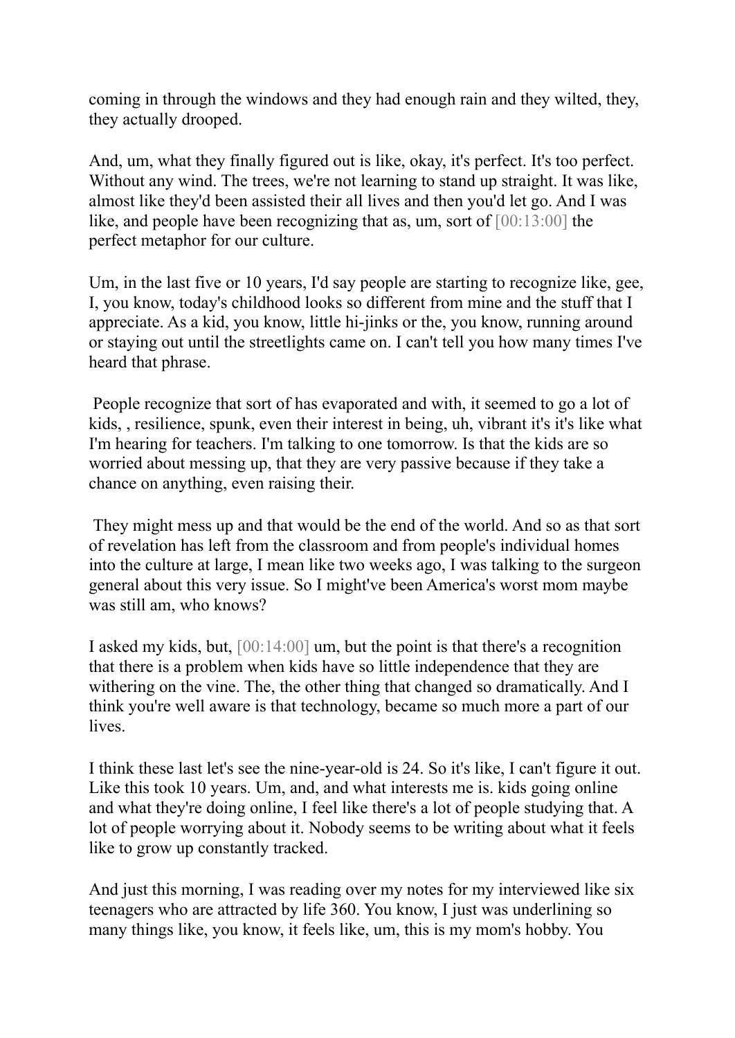coming in through the windows and they had enough rain and they wilted, they, they actually drooped.

And, um, what they finally figured out is like, okay, it's perfect. It's too perfect. Without any wind. The trees, we're not learning to stand up straight. It was like, almost like they'd been assisted their all lives and then you'd let go. And I was like, and people have been recognizing that as, um, sort of [00:13:00] the perfect metaphor for our culture.

Um, in the last five or 10 years, I'd say people are starting to recognize like, gee, I, you know, today's childhood looks so different from mine and the stuff that I appreciate. As a kid, you know, little hi-jinks or the, you know, running around or staying out until the streetlights came on. I can't tell you how many times I've heard that phrase.

People recognize that sort of has evaporated and with, it seemed to go a lot of kids, , resilience, spunk, even their interest in being, uh, vibrant it's it's like what I'm hearing for teachers. I'm talking to one tomorrow. Is that the kids are so worried about messing up, that they are very passive because if they take a chance on anything, even raising their.

They might mess up and that would be the end of the world. And so as that sort of revelation has left from the classroom and from people's individual homes into the culture at large, I mean like two weeks ago, I was talking to the surgeon general about this very issue. So I might've been America's worst mom maybe was still am, who knows?

I asked my kids, but, [00:14:00] um, but the point is that there's a recognition that there is a problem when kids have so little independence that they are withering on the vine. The, the other thing that changed so dramatically. And I think you're well aware is that technology, became so much more a part of our lives.

I think these last let's see the nine-year-old is 24. So it's like, I can't figure it out. Like this took 10 years. Um, and, and what interests me is. kids going online and what they're doing online, I feel like there's a lot of people studying that. A lot of people worrying about it. Nobody seems to be writing about what it feels like to grow up constantly tracked.

And just this morning, I was reading over my notes for my interviewed like six teenagers who are attracted by life 360. You know, I just was underlining so many things like, you know, it feels like, um, this is my mom's hobby. You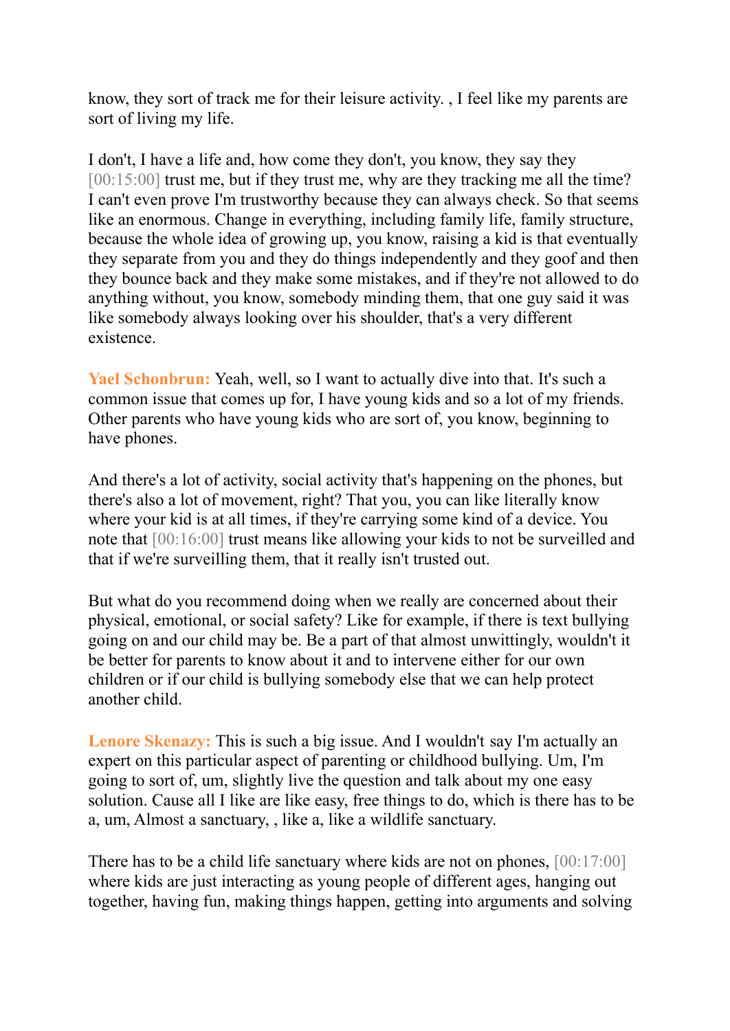know, they sort of track me for their leisure activity. , I feel like my parents are sort of living my life.

I don't, I have a life and, how come they don't, you know, they say they [00:15:00] trust me, but if they trust me, why are they tracking me all the time? I can't even prove I'm trustworthy because they can always check. So that seems like an enormous. Change in everything, including family life, family structure, because the whole idea of growing up, you know, raising a kid is that eventually they separate from you and they do things independently and they goof and then they bounce back and they make some mistakes, and if they're not allowed to do anything without, you know, somebody minding them, that one guy said it was like somebody always looking over his shoulder, that's a very different existence.

**Yael Schonbrun:** Yeah, well, so I want to actually dive into that. It's such a common issue that comes up for, I have young kids and so a lot of my friends. Other parents who have young kids who are sort of, you know, beginning to have phones.

And there's a lot of activity, social activity that's happening on the phones, but there's also a lot of movement, right? That you, you can like literally know where your kid is at all times, if they're carrying some kind of a device. You note that [00:16:00] trust means like allowing your kids to not be surveilled and that if we're surveilling them, that it really isn't trusted out.

But what do you recommend doing when we really are concerned about their physical, emotional, or social safety? Like for example, if there is text bullying going on and our child may be. Be a part of that almost unwittingly, wouldn't it be better for parents to know about it and to intervene either for our own children or if our child is bullying somebody else that we can help protect another child.

**Lenore Skenazy:** This is such a big issue. And I wouldn't say I'm actually an expert on this particular aspect of parenting or childhood bullying. Um, I'm going to sort of, um, slightly live the question and talk about my one easy solution. Cause all I like are like easy, free things to do, which is there has to be a, um, Almost a sanctuary, , like a, like a wildlife sanctuary.

There has to be a child life sanctuary where kids are not on phones, [00:17:00] where kids are just interacting as young people of different ages, hanging out together, having fun, making things happen, getting into arguments and solving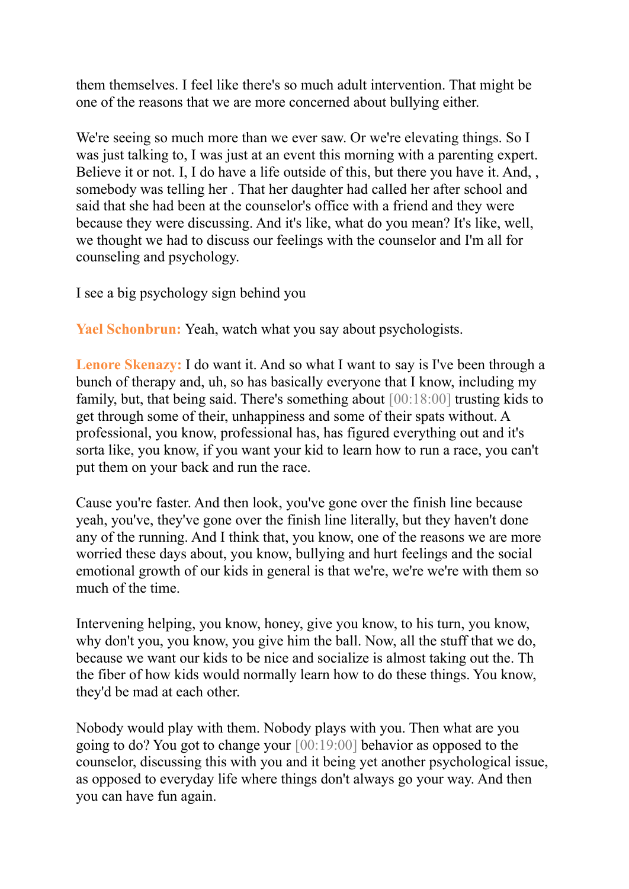them themselves. I feel like there's so much adult intervention. That might be one of the reasons that we are more concerned about bullying either.

We're seeing so much more than we ever saw. Or we're elevating things. So I was just talking to, I was just at an event this morning with a parenting expert. Believe it or not. I, I do have a life outside of this, but there you have it. And, , somebody was telling her . That her daughter had called her after school and said that she had been at the counselor's office with a friend and they were because they were discussing. And it's like, what do you mean? It's like, well, we thought we had to discuss our feelings with the counselor and I'm all for counseling and psychology.

I see a big psychology sign behind you

**Yael Schonbrun:** Yeah, watch what you say about psychologists.

**Lenore Skenazy:** I do want it. And so what I want to say is I've been through a bunch of therapy and, uh, so has basically everyone that I know, including my family, but, that being said. There's something about [00:18:00] trusting kids to get through some of their, unhappiness and some of their spats without. A professional, you know, professional has, has figured everything out and it's sorta like, you know, if you want your kid to learn how to run a race, you can't put them on your back and run the race.

Cause you're faster. And then look, you've gone over the finish line because yeah, you've, they've gone over the finish line literally, but they haven't done any of the running. And I think that, you know, one of the reasons we are more worried these days about, you know, bullying and hurt feelings and the social emotional growth of our kids in general is that we're, we're we're with them so much of the time.

Intervening helping, you know, honey, give you know, to his turn, you know, why don't you, you know, you give him the ball. Now, all the stuff that we do, because we want our kids to be nice and socialize is almost taking out the. Th the fiber of how kids would normally learn how to do these things. You know, they'd be mad at each other.

Nobody would play with them. Nobody plays with you. Then what are you going to do? You got to change your [00:19:00] behavior as opposed to the counselor, discussing this with you and it being yet another psychological issue, as opposed to everyday life where things don't always go your way. And then you can have fun again.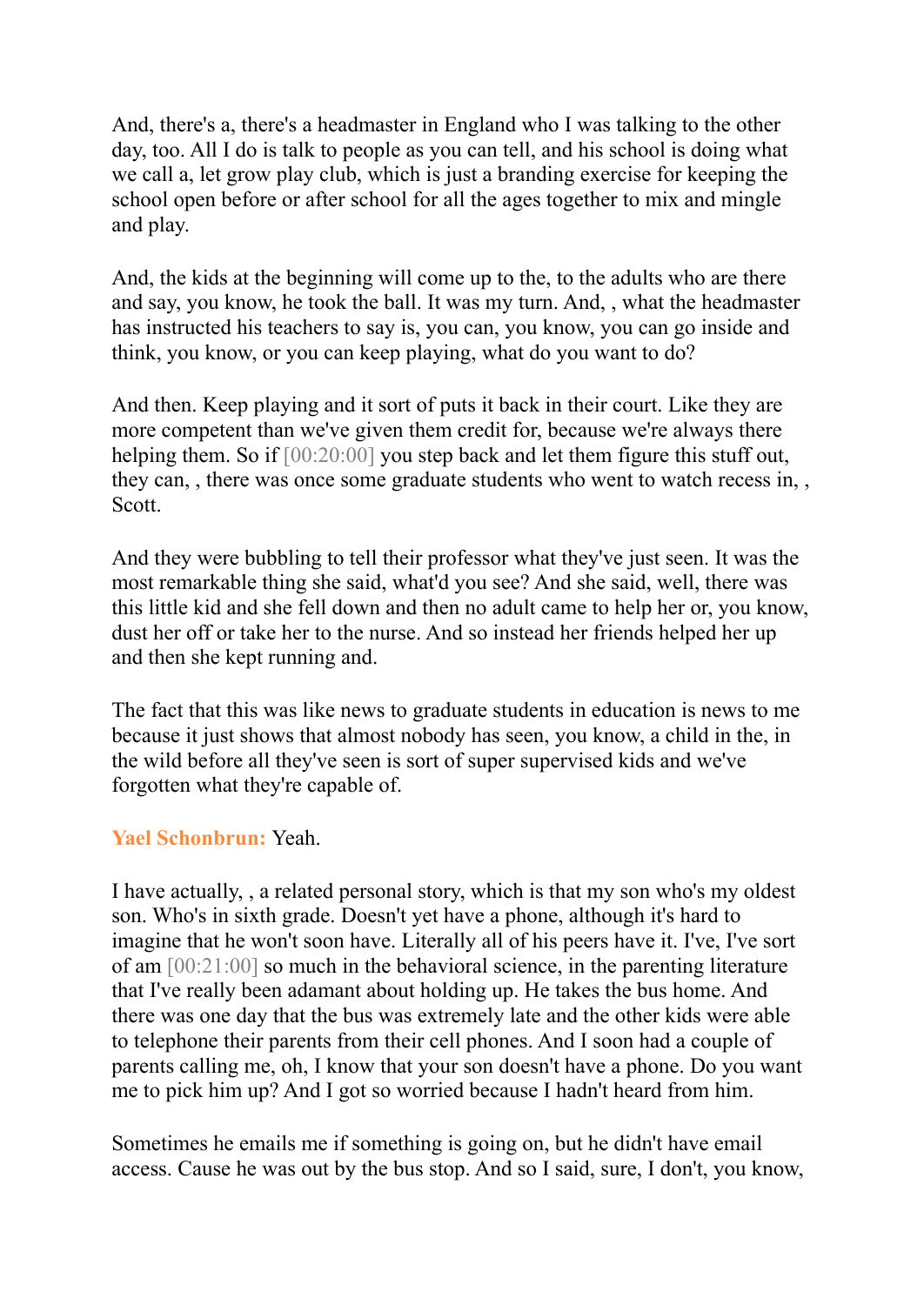And, there's a, there's a headmaster in England who I was talking to the other day, too. All I do is talk to people as you can tell, and his school is doing what we call a, let grow play club, which is just a branding exercise for keeping the school open before or after school for all the ages together to mix and mingle and play.

And, the kids at the beginning will come up to the, to the adults who are there and say, you know, he took the ball. It was my turn. And, , what the headmaster has instructed his teachers to say is, you can, you know, you can go inside and think, you know, or you can keep playing, what do you want to do?

And then. Keep playing and it sort of puts it back in their court. Like they are more competent than we've given them credit for, because we're always there helping them. So if [00:20:00] you step back and let them figure this stuff out, they can, , there was once some graduate students who went to watch recess in, , Scott.

And they were bubbling to tell their professor what they've just seen. It was the most remarkable thing she said, what'd you see? And she said, well, there was this little kid and she fell down and then no adult came to help her or, you know, dust her off or take her to the nurse. And so instead her friends helped her up and then she kept running and.

The fact that this was like news to graduate students in education is news to me because it just shows that almost nobody has seen, you know, a child in the, in the wild before all they've seen is sort of super supervised kids and we've forgotten what they're capable of.

**Yael Schonbrun:** Yeah.

I have actually, , a related personal story, which is that my son who's my oldest son. Who's in sixth grade. Doesn't yet have a phone, although it's hard to imagine that he won't soon have. Literally all of his peers have it. I've, I've sort of am [00:21:00] so much in the behavioral science, in the parenting literature that I've really been adamant about holding up. He takes the bus home. And there was one day that the bus was extremely late and the other kids were able to telephone their parents from their cell phones. And I soon had a couple of parents calling me, oh, I know that your son doesn't have a phone. Do you want me to pick him up? And I got so worried because I hadn't heard from him.

Sometimes he emails me if something is going on, but he didn't have email access. Cause he was out by the bus stop. And so I said, sure, I don't, you know,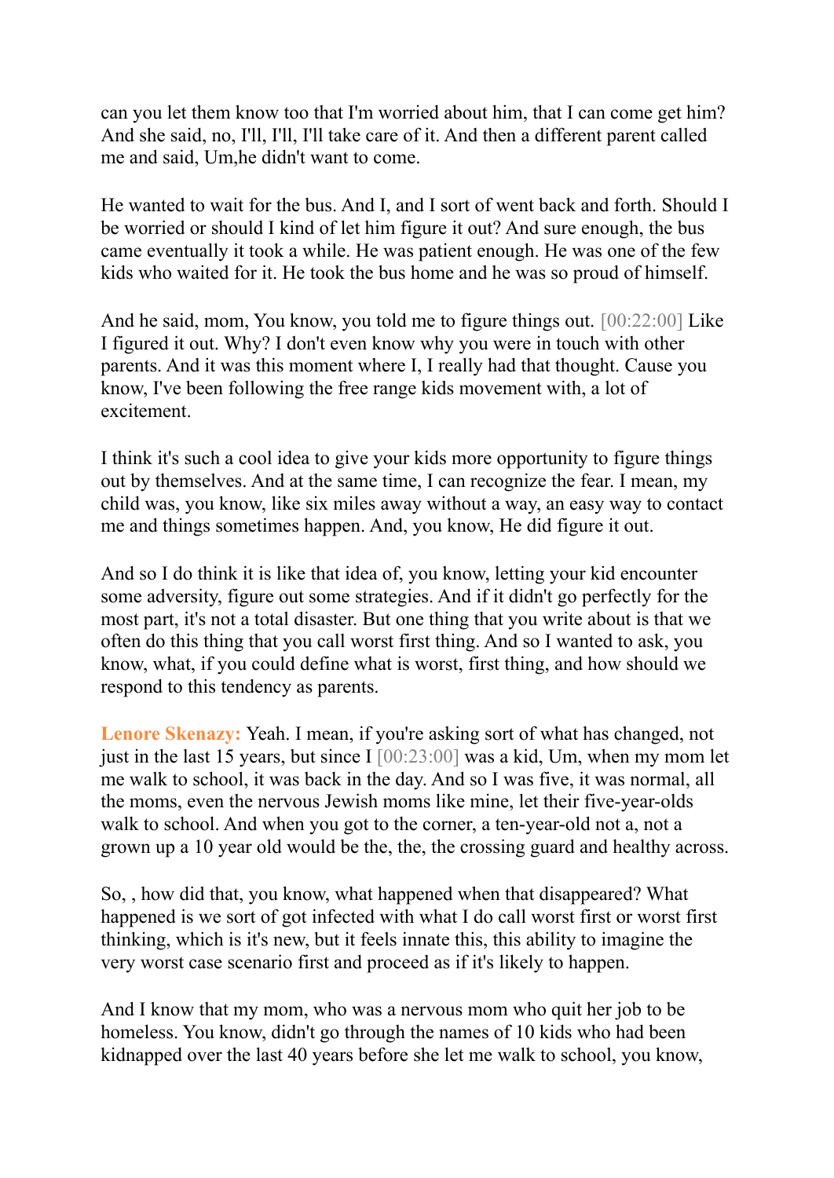can you let them know too that I'm worried about him, that I can come get him? And she said, no, I'll, I'll, I'll take care of it. And then a different parent called me and said, Um,he didn't want to come.

He wanted to wait for the bus. And I, and I sort of went back and forth. Should I be worried or should I kind of let him figure it out? And sure enough, the bus came eventually it took a while. He was patient enough. He was one of the few kids who waited for it. He took the bus home and he was so proud of himself.

And he said, mom, You know, you told me to figure things out. [00:22:00] Like I figured it out. Why? I don't even know why you were in touch with other parents. And it was this moment where I, I really had that thought. Cause you know, I've been following the free range kids movement with, a lot of excitement.

I think it's such a cool idea to give your kids more opportunity to figure things out by themselves. And at the same time, I can recognize the fear. I mean, my child was, you know, like six miles away without a way, an easy way to contact me and things sometimes happen. And, you know, He did figure it out.

And so I do think it is like that idea of, you know, letting your kid encounter some adversity, figure out some strategies. And if it didn't go perfectly for the most part, it's not a total disaster. But one thing that you write about is that we often do this thing that you call worst first thing. And so I wanted to ask, you know, what, if you could define what is worst, first thing, and how should we respond to this tendency as parents.

**Lenore Skenazy:** Yeah. I mean, if you're asking sort of what has changed, not just in the last 15 years, but since I [00:23:00] was a kid, Um, when my mom let me walk to school, it was back in the day. And so I was five, it was normal, all the moms, even the nervous Jewish moms like mine, let their five-year-olds walk to school. And when you got to the corner, a ten-year-old not a, not a grown up a 10 year old would be the, the, the crossing guard and healthy across.

So, , how did that, you know, what happened when that disappeared? What happened is we sort of got infected with what I do call worst first or worst first thinking, which is it's new, but it feels innate this, this ability to imagine the very worst case scenario first and proceed as if it's likely to happen.

And I know that my mom, who was a nervous mom who quit her job to be homeless. You know, didn't go through the names of 10 kids who had been kidnapped over the last 40 years before she let me walk to school, you know,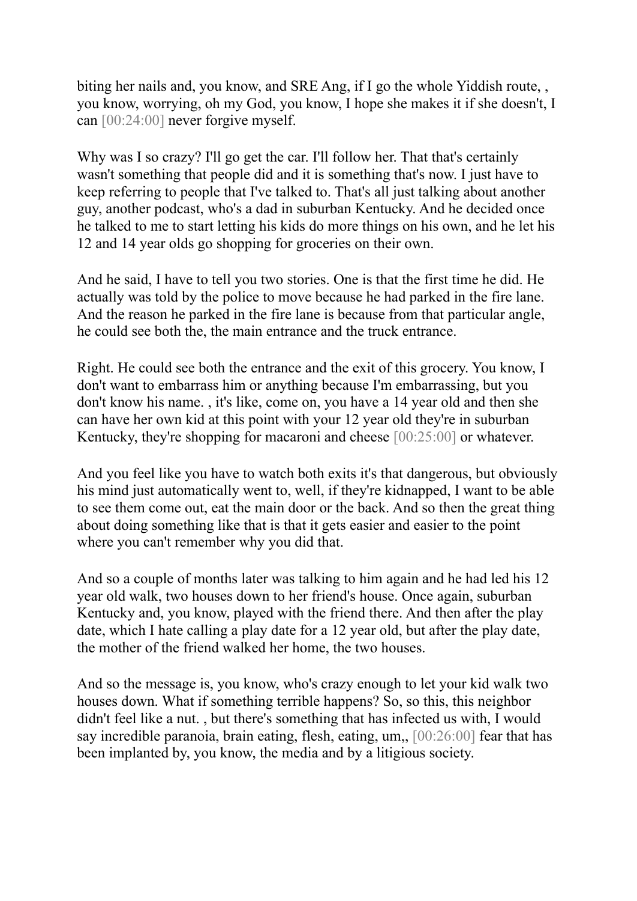biting her nails and, you know, and SRE Ang, if I go the whole Yiddish route, , you know, worrying, oh my God, you know, I hope she makes it if she doesn't, I can [00:24:00] never forgive myself.

Why was I so crazy? I'll go get the car. I'll follow her. That that's certainly wasn't something that people did and it is something that's now. I just have to keep referring to people that I've talked to. That's all just talking about another guy, another podcast, who's a dad in suburban Kentucky. And he decided once he talked to me to start letting his kids do more things on his own, and he let his 12 and 14 year olds go shopping for groceries on their own.

And he said, I have to tell you two stories. One is that the first time he did. He actually was told by the police to move because he had parked in the fire lane. And the reason he parked in the fire lane is because from that particular angle, he could see both the, the main entrance and the truck entrance.

Right. He could see both the entrance and the exit of this grocery. You know, I don't want to embarrass him or anything because I'm embarrassing, but you don't know his name. , it's like, come on, you have a 14 year old and then she can have her own kid at this point with your 12 year old they're in suburban Kentucky, they're shopping for macaroni and cheese [00:25:00] or whatever.

And you feel like you have to watch both exits it's that dangerous, but obviously his mind just automatically went to, well, if they're kidnapped, I want to be able to see them come out, eat the main door or the back. And so then the great thing about doing something like that is that it gets easier and easier to the point where you can't remember why you did that.

And so a couple of months later was talking to him again and he had led his 12 year old walk, two houses down to her friend's house. Once again, suburban Kentucky and, you know, played with the friend there. And then after the play date, which I hate calling a play date for a 12 year old, but after the play date, the mother of the friend walked her home, the two houses.

And so the message is, you know, who's crazy enough to let your kid walk two houses down. What if something terrible happens? So, so this, this neighbor didn't feel like a nut. , but there's something that has infected us with, I would say incredible paranoia, brain eating, flesh, eating, um,, [00:26:00] fear that has been implanted by, you know, the media and by a litigious society.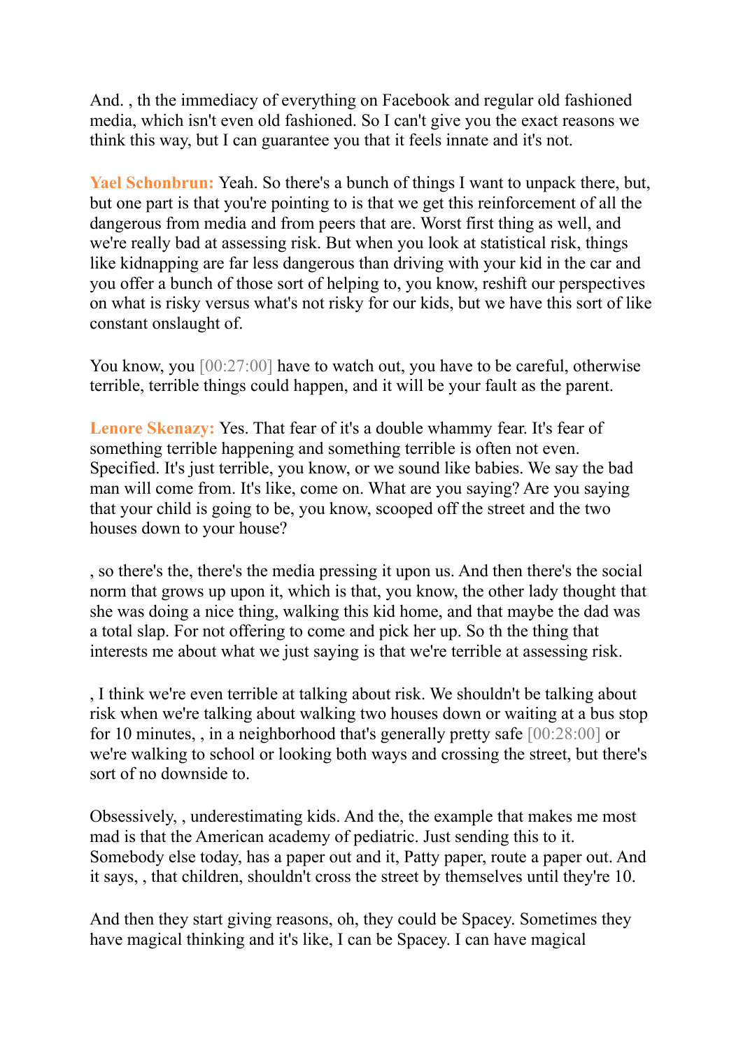And. , th the immediacy of everything on Facebook and regular old fashioned media, which isn't even old fashioned. So I can't give you the exact reasons we think this way, but I can guarantee you that it feels innate and it's not.

**Yael Schonbrun:** Yeah. So there's a bunch of things I want to unpack there, but, but one part is that you're pointing to is that we get this reinforcement of all the dangerous from media and from peers that are. Worst first thing as well, and we're really bad at assessing risk. But when you look at statistical risk, things like kidnapping are far less dangerous than driving with your kid in the car and you offer a bunch of those sort of helping to, you know, reshift our perspectives on what is risky versus what's not risky for our kids, but we have this sort of like constant onslaught of.

You know, you [00:27:00] have to watch out, you have to be careful, otherwise terrible, terrible things could happen, and it will be your fault as the parent.

**Lenore Skenazy:** Yes. That fear of it's a double whammy fear. It's fear of something terrible happening and something terrible is often not even. Specified. It's just terrible, you know, or we sound like babies. We say the bad man will come from. It's like, come on. What are you saying? Are you saying that your child is going to be, you know, scooped off the street and the two houses down to your house?

, so there's the, there's the media pressing it upon us. And then there's the social norm that grows up upon it, which is that, you know, the other lady thought that she was doing a nice thing, walking this kid home, and that maybe the dad was a total slap. For not offering to come and pick her up. So th the thing that interests me about what we just saying is that we're terrible at assessing risk.

, I think we're even terrible at talking about risk. We shouldn't be talking about risk when we're talking about walking two houses down or waiting at a bus stop for 10 minutes, , in a neighborhood that's generally pretty safe [00:28:00] or we're walking to school or looking both ways and crossing the street, but there's sort of no downside to.

Obsessively, , underestimating kids. And the, the example that makes me most mad is that the American academy of pediatric. Just sending this to it. Somebody else today, has a paper out and it, Patty paper, route a paper out. And it says, , that children, shouldn't cross the street by themselves until they're 10.

And then they start giving reasons, oh, they could be Spacey. Sometimes they have magical thinking and it's like, I can be Spacey. I can have magical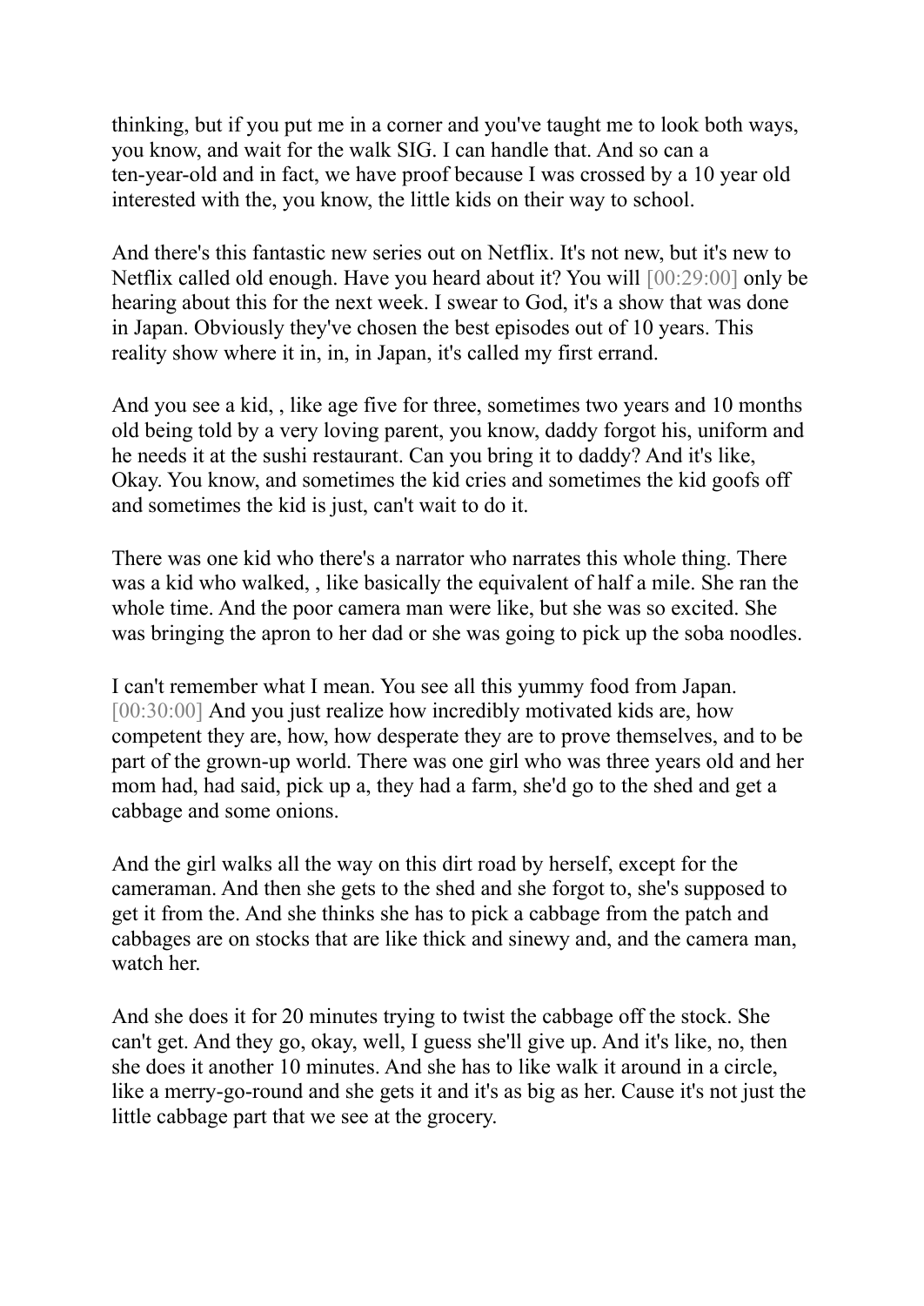thinking, but if you put me in a corner and you've taught me to look both ways, you know, and wait for the walk SIG. I can handle that. And so can a ten-year-old and in fact, we have proof because I was crossed by a 10 year old interested with the, you know, the little kids on their way to school.

And there's this fantastic new series out on Netflix. It's not new, but it's new to Netflix called old enough. Have you heard about it? You will [00:29:00] only be hearing about this for the next week. I swear to God, it's a show that was done in Japan. Obviously they've chosen the best episodes out of 10 years. This reality show where it in, in, in Japan, it's called my first errand.

And you see a kid, , like age five for three, sometimes two years and 10 months old being told by a very loving parent, you know, daddy forgot his, uniform and he needs it at the sushi restaurant. Can you bring it to daddy? And it's like, Okay. You know, and sometimes the kid cries and sometimes the kid goofs off and sometimes the kid is just, can't wait to do it.

There was one kid who there's a narrator who narrates this whole thing. There was a kid who walked, , like basically the equivalent of half a mile. She ran the whole time. And the poor camera man were like, but she was so excited. She was bringing the apron to her dad or she was going to pick up the soba noodles.

I can't remember what I mean. You see all this yummy food from Japan. [00:30:00] And you just realize how incredibly motivated kids are, how competent they are, how, how desperate they are to prove themselves, and to be part of the grown-up world. There was one girl who was three years old and her mom had, had said, pick up a, they had a farm, she'd go to the shed and get a cabbage and some onions.

And the girl walks all the way on this dirt road by herself, except for the cameraman. And then she gets to the shed and she forgot to, she's supposed to get it from the. And she thinks she has to pick a cabbage from the patch and cabbages are on stocks that are like thick and sinewy and, and the camera man, watch her.

And she does it for 20 minutes trying to twist the cabbage off the stock. She can't get. And they go, okay, well, I guess she'll give up. And it's like, no, then she does it another 10 minutes. And she has to like walk it around in a circle, like a merry-go-round and she gets it and it's as big as her. Cause it's not just the little cabbage part that we see at the grocery.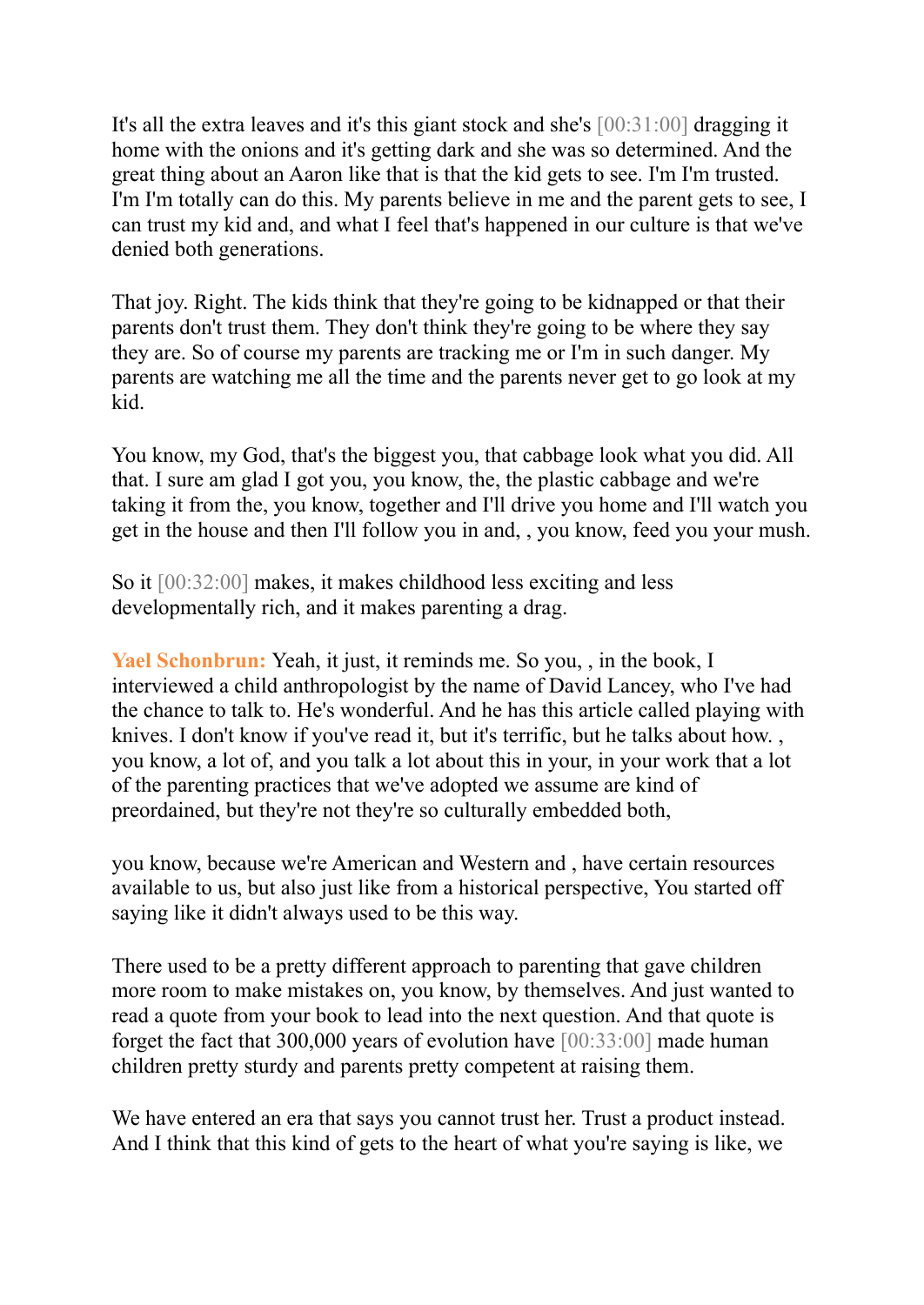It's all the extra leaves and it's this giant stock and she's [00:31:00] dragging it home with the onions and it's getting dark and she was so determined. And the great thing about an Aaron like that is that the kid gets to see. I'm I'm trusted. I'm I'm totally can do this. My parents believe in me and the parent gets to see, I can trust my kid and, and what I feel that's happened in our culture is that we've denied both generations.

That joy. Right. The kids think that they're going to be kidnapped or that their parents don't trust them. They don't think they're going to be where they say they are. So of course my parents are tracking me or I'm in such danger. My parents are watching me all the time and the parents never get to go look at my kid.

You know, my God, that's the biggest you, that cabbage look what you did. All that. I sure am glad I got you, you know, the, the plastic cabbage and we're taking it from the, you know, together and I'll drive you home and I'll watch you get in the house and then I'll follow you in and, , you know, feed you your mush.

So it [00:32:00] makes, it makes childhood less exciting and less developmentally rich, and it makes parenting a drag.

**Yael Schonbrun:** Yeah, it just, it reminds me. So you, , in the book, I interviewed a child anthropologist by the name of David Lancey, who I've had the chance to talk to. He's wonderful. And he has this article called playing with knives. I don't know if you've read it, but it's terrific, but he talks about how. , you know, a lot of, and you talk a lot about this in your, in your work that a lot of the parenting practices that we've adopted we assume are kind of preordained, but they're not they're so culturally embedded both,

you know, because we're American and Western and , have certain resources available to us, but also just like from a historical perspective, You started off saying like it didn't always used to be this way.

There used to be a pretty different approach to parenting that gave children more room to make mistakes on, you know, by themselves. And just wanted to read a quote from your book to lead into the next question. And that quote is forget the fact that 300,000 years of evolution have [00:33:00] made human children pretty sturdy and parents pretty competent at raising them.

We have entered an era that says you cannot trust her. Trust a product instead. And I think that this kind of gets to the heart of what you're saying is like, we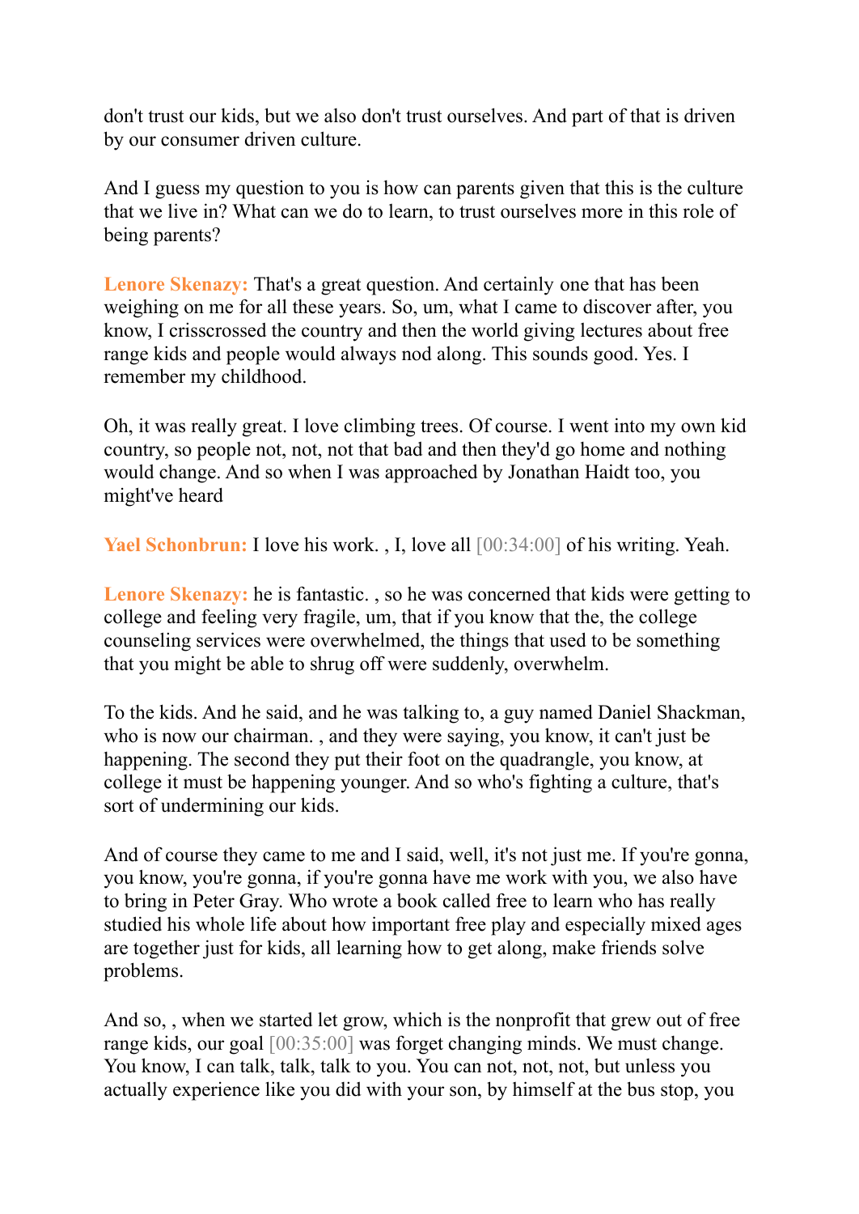don't trust our kids, but we also don't trust ourselves. And part of that is driven by our consumer driven culture.

And I guess my question to you is how can parents given that this is the culture that we live in? What can we do to learn, to trust ourselves more in this role of being parents?

**Lenore Skenazy:** That's a great question. And certainly one that has been weighing on me for all these years. So, um, what I came to discover after, you know, I crisscrossed the country and then the world giving lectures about free range kids and people would always nod along. This sounds good. Yes. I remember my childhood.

Oh, it was really great. I love climbing trees. Of course. I went into my own kid country, so people not, not, not that bad and then they'd go home and nothing would change. And so when I was approached by Jonathan Haidt too, you might've heard

**Yael Schonbrun:** I love his work. , I, love all [00:34:00] of his writing. Yeah.

**Lenore Skenazy:** he is fantastic. , so he was concerned that kids were getting to college and feeling very fragile, um, that if you know that the, the college counseling services were overwhelmed, the things that used to be something that you might be able to shrug off were suddenly, overwhelm.

To the kids. And he said, and he was talking to, a guy named Daniel Shackman, who is now our chairman. , and they were saying, you know, it can't just be happening. The second they put their foot on the quadrangle, you know, at college it must be happening younger. And so who's fighting a culture, that's sort of undermining our kids.

And of course they came to me and I said, well, it's not just me. If you're gonna, you know, you're gonna, if you're gonna have me work with you, we also have to bring in Peter Gray. Who wrote a book called free to learn who has really studied his whole life about how important free play and especially mixed ages are together just for kids, all learning how to get along, make friends solve problems.

And so, , when we started let grow, which is the nonprofit that grew out of free range kids, our goal [00:35:00] was forget changing minds. We must change. You know, I can talk, talk, talk to you. You can not, not, not, but unless you actually experience like you did with your son, by himself at the bus stop, you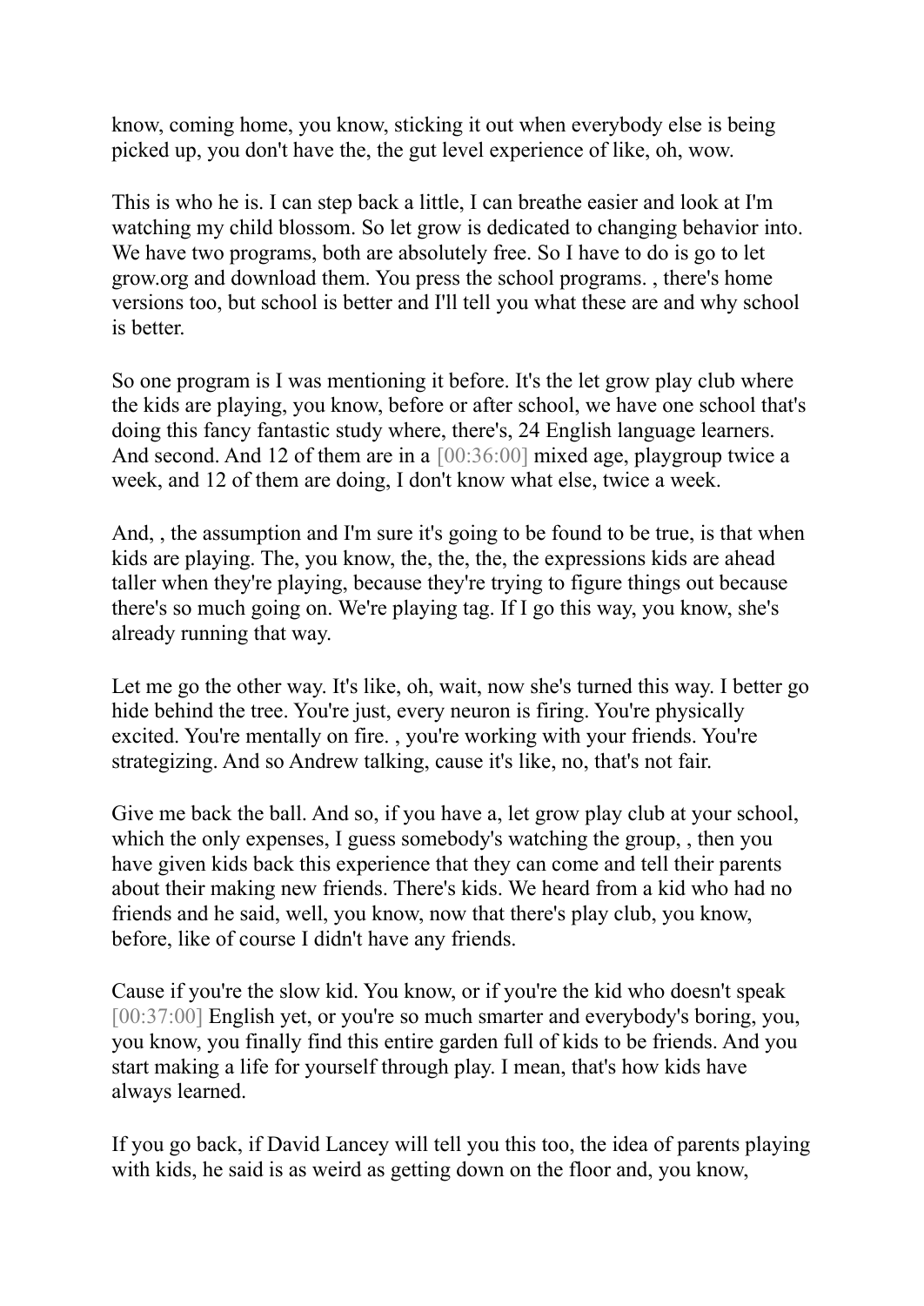know, coming home, you know, sticking it out when everybody else is being picked up, you don't have the, the gut level experience of like, oh, wow.

This is who he is. I can step back a little, I can breathe easier and look at I'm watching my child blossom. So let grow is dedicated to changing behavior into. We have two programs, both are absolutely free. So I have to do is go to let grow.org and download them. You press the school programs. , there's home versions too, but school is better and I'll tell you what these are and why school is better.

So one program is I was mentioning it before. It's the let grow play club where the kids are playing, you know, before or after school, we have one school that's doing this fancy fantastic study where, there's, 24 English language learners. And second. And 12 of them are in a [00:36:00] mixed age, playgroup twice a week, and 12 of them are doing, I don't know what else, twice a week.

And, , the assumption and I'm sure it's going to be found to be true, is that when kids are playing. The, you know, the, the, the, the expressions kids are ahead taller when they're playing, because they're trying to figure things out because there's so much going on. We're playing tag. If I go this way, you know, she's already running that way.

Let me go the other way. It's like, oh, wait, now she's turned this way. I better go hide behind the tree. You're just, every neuron is firing. You're physically excited. You're mentally on fire. , you're working with your friends. You're strategizing. And so Andrew talking, cause it's like, no, that's not fair.

Give me back the ball. And so, if you have a, let grow play club at your school, which the only expenses, I guess somebody's watching the group, , then you have given kids back this experience that they can come and tell their parents about their making new friends. There's kids. We heard from a kid who had no friends and he said, well, you know, now that there's play club, you know, before, like of course I didn't have any friends.

Cause if you're the slow kid. You know, or if you're the kid who doesn't speak [00:37:00] English yet, or you're so much smarter and everybody's boring, you, you know, you finally find this entire garden full of kids to be friends. And you start making a life for yourself through play. I mean, that's how kids have always learned.

If you go back, if David Lancey will tell you this too, the idea of parents playing with kids, he said is as weird as getting down on the floor and, you know,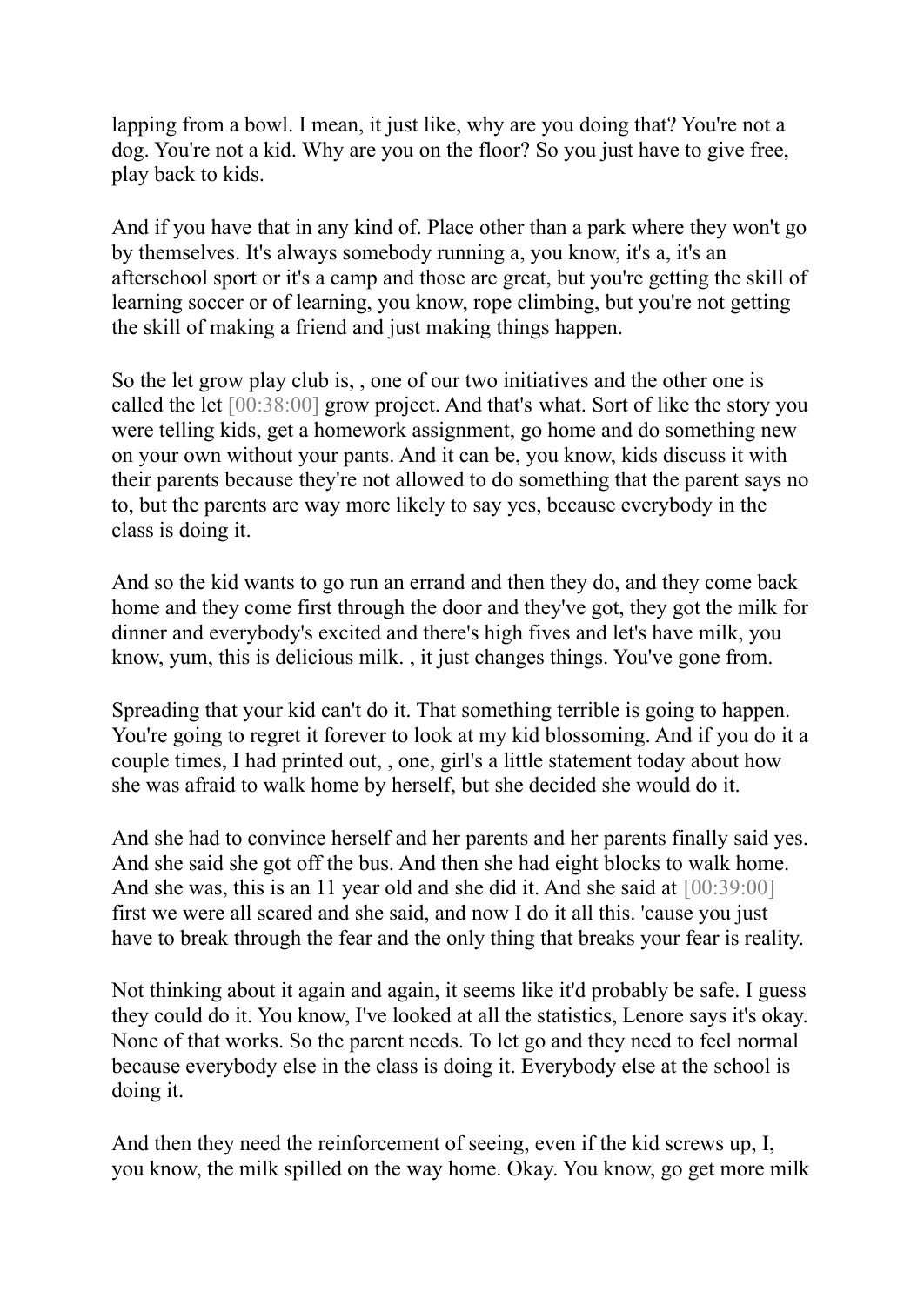lapping from a bowl. I mean, it just like, why are you doing that? You're not a dog. You're not a kid. Why are you on the floor? So you just have to give free, play back to kids.

And if you have that in any kind of. Place other than a park where they won't go by themselves. It's always somebody running a, you know, it's a, it's an afterschool sport or it's a camp and those are great, but you're getting the skill of learning soccer or of learning, you know, rope climbing, but you're not getting the skill of making a friend and just making things happen.

So the let grow play club is, , one of our two initiatives and the other one is called the let [00:38:00] grow project. And that's what. Sort of like the story you were telling kids, get a homework assignment, go home and do something new on your own without your pants. And it can be, you know, kids discuss it with their parents because they're not allowed to do something that the parent says no to, but the parents are way more likely to say yes, because everybody in the class is doing it.

And so the kid wants to go run an errand and then they do, and they come back home and they come first through the door and they've got, they got the milk for dinner and everybody's excited and there's high fives and let's have milk, you know, yum, this is delicious milk. , it just changes things. You've gone from.

Spreading that your kid can't do it. That something terrible is going to happen. You're going to regret it forever to look at my kid blossoming. And if you do it a couple times, I had printed out, , one, girl's a little statement today about how she was afraid to walk home by herself, but she decided she would do it.

And she had to convince herself and her parents and her parents finally said yes. And she said she got off the bus. And then she had eight blocks to walk home. And she was, this is an 11 year old and she did it. And she said at [00:39:00] first we were all scared and she said, and now I do it all this. 'cause you just have to break through the fear and the only thing that breaks your fear is reality.

Not thinking about it again and again, it seems like it'd probably be safe. I guess they could do it. You know, I've looked at all the statistics, Lenore says it's okay. None of that works. So the parent needs. To let go and they need to feel normal because everybody else in the class is doing it. Everybody else at the school is doing it.

And then they need the reinforcement of seeing, even if the kid screws up, I, you know, the milk spilled on the way home. Okay. You know, go get more milk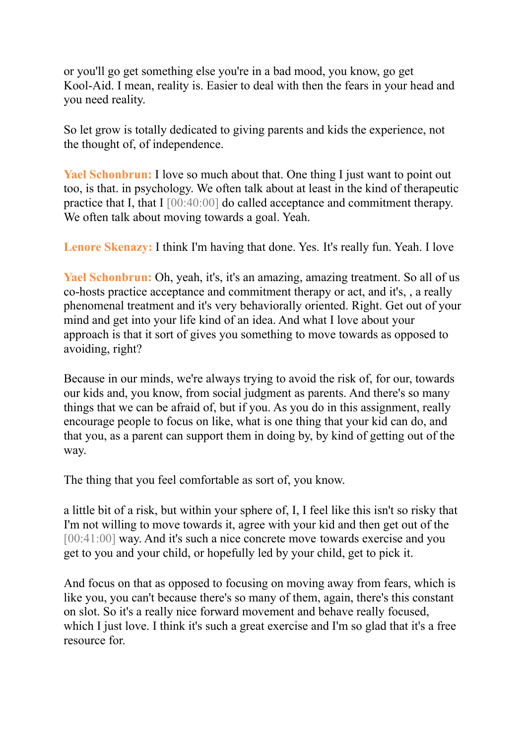or you'll go get something else you're in a bad mood, you know, go get Kool-Aid. I mean, reality is. Easier to deal with then the fears in your head and you need reality.

So let grow is totally dedicated to giving parents and kids the experience, not the thought of, of independence.

**Yael Schonbrun:** I love so much about that. One thing I just want to point out too, is that. in psychology. We often talk about at least in the kind of therapeutic practice that I, that I [00:40:00] do called acceptance and commitment therapy. We often talk about moving towards a goal. Yeah.

**Lenore Skenazy:** I think I'm having that done. Yes. It's really fun. Yeah. I love

**Yael Schonbrun:** Oh, yeah, it's, it's an amazing, amazing treatment. So all of us co-hosts practice acceptance and commitment therapy or act, and it's, , a really phenomenal treatment and it's very behaviorally oriented. Right. Get out of your mind and get into your life kind of an idea. And what I love about your approach is that it sort of gives you something to move towards as opposed to avoiding, right?

Because in our minds, we're always trying to avoid the risk of, for our, towards our kids and, you know, from social judgment as parents. And there's so many things that we can be afraid of, but if you. As you do in this assignment, really encourage people to focus on like, what is one thing that your kid can do, and that you, as a parent can support them in doing by, by kind of getting out of the way.

The thing that you feel comfortable as sort of, you know.

a little bit of a risk, but within your sphere of, I, I feel like this isn't so risky that I'm not willing to move towards it, agree with your kid and then get out of the [00:41:00] way. And it's such a nice concrete move towards exercise and you get to you and your child, or hopefully led by your child, get to pick it.

And focus on that as opposed to focusing on moving away from fears, which is like you, you can't because there's so many of them, again, there's this constant on slot. So it's a really nice forward movement and behave really focused, which I just love. I think it's such a great exercise and I'm so glad that it's a free resource for.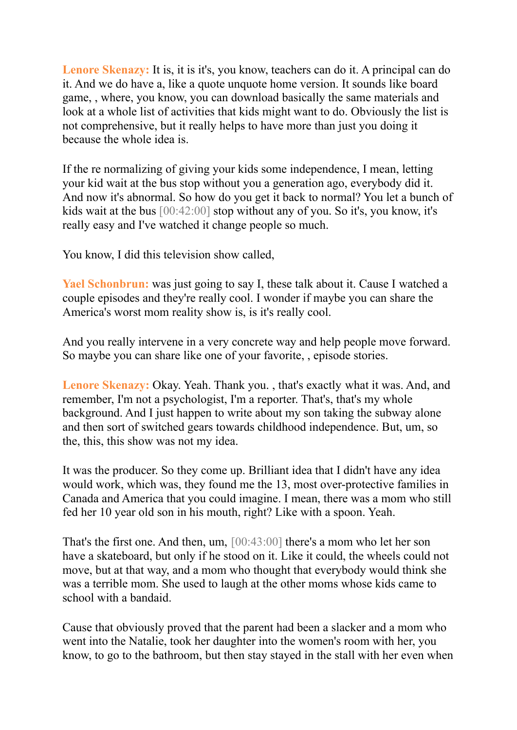**Lenore Skenazy:** It is, it is it's, you know, teachers can do it. A principal can do it. And we do have a, like a quote unquote home version. It sounds like board game, , where, you know, you can download basically the same materials and look at a whole list of activities that kids might want to do. Obviously the list is not comprehensive, but it really helps to have more than just you doing it because the whole idea is.

If the re normalizing of giving your kids some independence, I mean, letting your kid wait at the bus stop without you a generation ago, everybody did it. And now it's abnormal. So how do you get it back to normal? You let a bunch of kids wait at the bus [00:42:00] stop without any of you. So it's, you know, it's really easy and I've watched it change people so much.

You know, I did this television show called,

**Yael Schonbrun:** was just going to say I, these talk about it. Cause I watched a couple episodes and they're really cool. I wonder if maybe you can share the America's worst mom reality show is, is it's really cool.

And you really intervene in a very concrete way and help people move forward. So maybe you can share like one of your favorite, , episode stories.

**Lenore Skenazy:** Okay. Yeah. Thank you. , that's exactly what it was. And, and remember, I'm not a psychologist, I'm a reporter. That's, that's my whole background. And I just happen to write about my son taking the subway alone and then sort of switched gears towards childhood independence. But, um, so the, this, this show was not my idea.

It was the producer. So they come up. Brilliant idea that I didn't have any idea would work, which was, they found me the 13, most over-protective families in Canada and America that you could imagine. I mean, there was a mom who still fed her 10 year old son in his mouth, right? Like with a spoon. Yeah.

That's the first one. And then, um, [00:43:00] there's a mom who let her son have a skateboard, but only if he stood on it. Like it could, the wheels could not move, but at that way, and a mom who thought that everybody would think she was a terrible mom. She used to laugh at the other moms whose kids came to school with a bandaid.

Cause that obviously proved that the parent had been a slacker and a mom who went into the Natalie, took her daughter into the women's room with her, you know, to go to the bathroom, but then stay stayed in the stall with her even when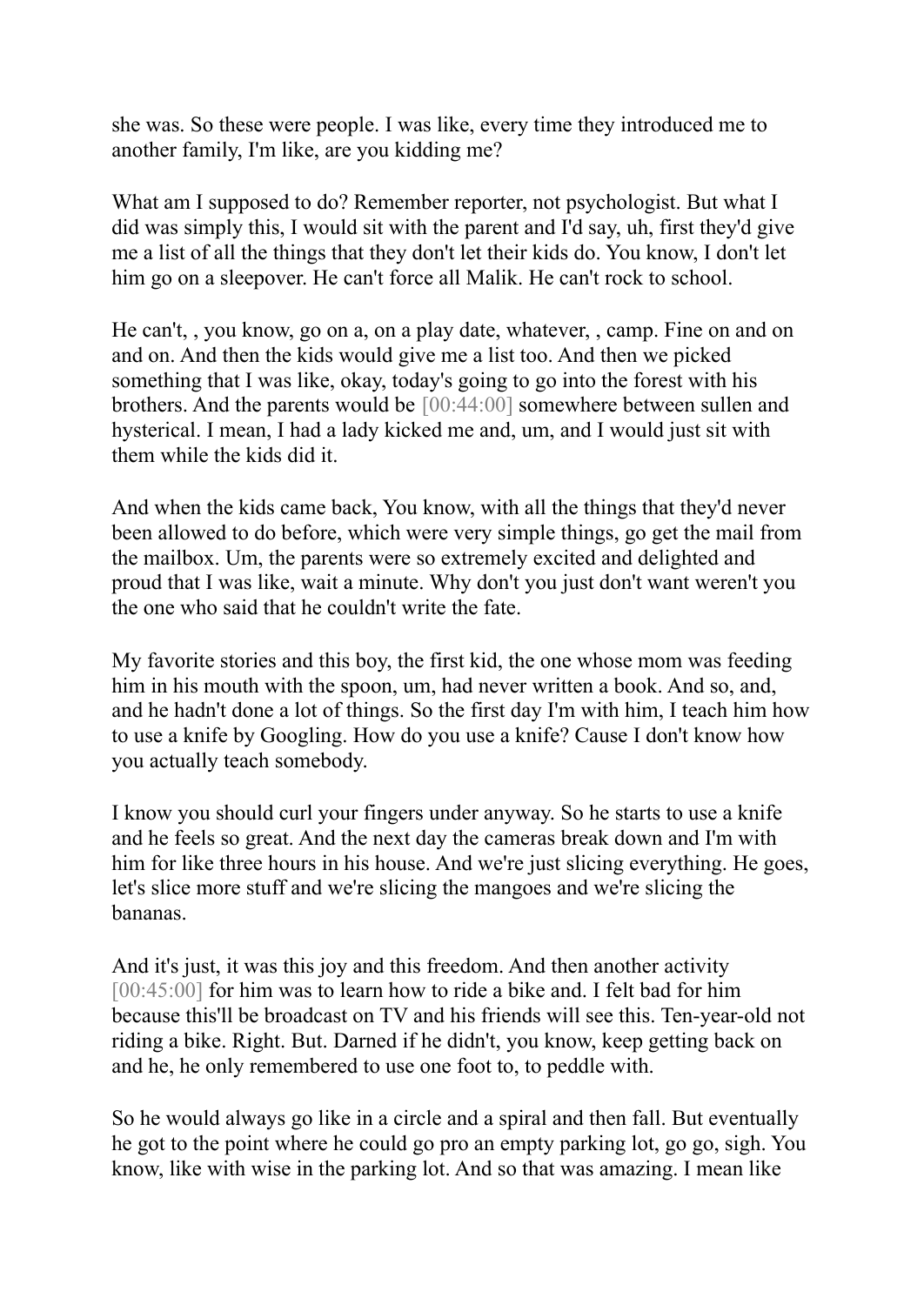she was. So these were people. I was like, every time they introduced me to another family, I'm like, are you kidding me?

What am I supposed to do? Remember reporter, not psychologist. But what I did was simply this, I would sit with the parent and I'd say, uh, first they'd give me a list of all the things that they don't let their kids do. You know, I don't let him go on a sleepover. He can't force all Malik. He can't rock to school.

He can't, , you know, go on a, on a play date, whatever, , camp. Fine on and on and on. And then the kids would give me a list too. And then we picked something that I was like, okay, today's going to go into the forest with his brothers. And the parents would be [00:44:00] somewhere between sullen and hysterical. I mean, I had a lady kicked me and, um, and I would just sit with them while the kids did it.

And when the kids came back, You know, with all the things that they'd never been allowed to do before, which were very simple things, go get the mail from the mailbox. Um, the parents were so extremely excited and delighted and proud that I was like, wait a minute. Why don't you just don't want weren't you the one who said that he couldn't write the fate.

My favorite stories and this boy, the first kid, the one whose mom was feeding him in his mouth with the spoon, um, had never written a book. And so, and, and he hadn't done a lot of things. So the first day I'm with him, I teach him how to use a knife by Googling. How do you use a knife? Cause I don't know how you actually teach somebody.

I know you should curl your fingers under anyway. So he starts to use a knife and he feels so great. And the next day the cameras break down and I'm with him for like three hours in his house. And we're just slicing everything. He goes, let's slice more stuff and we're slicing the mangoes and we're slicing the bananas.

And it's just, it was this joy and this freedom. And then another activity [00:45:00] for him was to learn how to ride a bike and. I felt bad for him because this'll be broadcast on TV and his friends will see this. Ten-year-old not riding a bike. Right. But. Darned if he didn't, you know, keep getting back on and he, he only remembered to use one foot to, to peddle with.

So he would always go like in a circle and a spiral and then fall. But eventually he got to the point where he could go pro an empty parking lot, go go, sigh. You know, like with wise in the parking lot. And so that was amazing. I mean like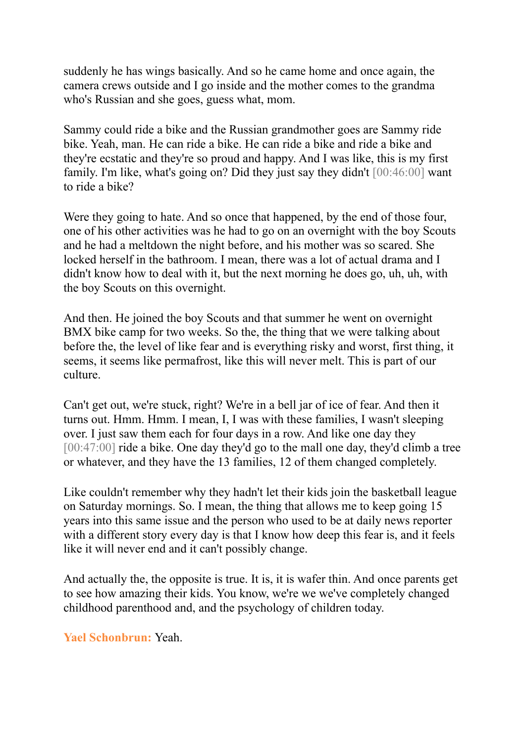suddenly he has wings basically. And so he came home and once again, the camera crews outside and I go inside and the mother comes to the grandma who's Russian and she goes, guess what, mom.

Sammy could ride a bike and the Russian grandmother goes are Sammy ride bike. Yeah, man. He can ride a bike. He can ride a bike and ride a bike and they're ecstatic and they're so proud and happy. And I was like, this is my first family. I'm like, what's going on? Did they just say they didn't [00:46:00] want to ride a bike?

Were they going to hate. And so once that happened, by the end of those four, one of his other activities was he had to go on an overnight with the boy Scouts and he had a meltdown the night before, and his mother was so scared. She locked herself in the bathroom. I mean, there was a lot of actual drama and I didn't know how to deal with it, but the next morning he does go, uh, uh, with the boy Scouts on this overnight.

And then. He joined the boy Scouts and that summer he went on overnight BMX bike camp for two weeks. So the, the thing that we were talking about before the, the level of like fear and is everything risky and worst, first thing, it seems, it seems like permafrost, like this will never melt. This is part of our culture.

Can't get out, we're stuck, right? We're in a bell jar of ice of fear. And then it turns out. Hmm. Hmm. I mean, I, I was with these families, I wasn't sleeping over. I just saw them each for four days in a row. And like one day they [00:47:00] ride a bike. One day they'd go to the mall one day, they'd climb a tree or whatever, and they have the 13 families, 12 of them changed completely.

Like couldn't remember why they hadn't let their kids join the basketball league on Saturday mornings. So. I mean, the thing that allows me to keep going 15 years into this same issue and the person who used to be at daily news reporter with a different story every day is that I know how deep this fear is, and it feels like it will never end and it can't possibly change.

And actually the, the opposite is true. It is, it is wafer thin. And once parents get to see how amazing their kids. You know, we're we we've completely changed childhood parenthood and, and the psychology of children today.

**Yael Schonbrun:** Yeah.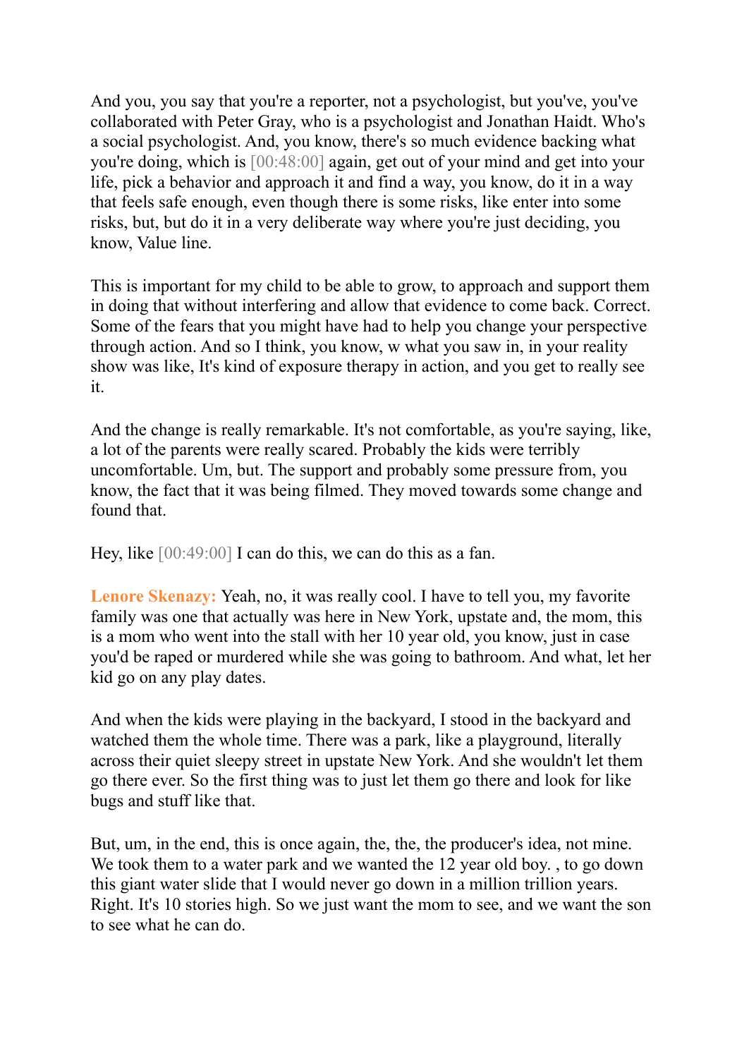And you, you say that you're a reporter, not a psychologist, but you've, you've collaborated with Peter Gray, who is a psychologist and Jonathan Haidt. Who's a social psychologist. And, you know, there's so much evidence backing what you're doing, which is [00:48:00] again, get out of your mind and get into your life, pick a behavior and approach it and find a way, you know, do it in a way that feels safe enough, even though there is some risks, like enter into some risks, but, but do it in a very deliberate way where you're just deciding, you know, Value line.

This is important for my child to be able to grow, to approach and support them in doing that without interfering and allow that evidence to come back. Correct. Some of the fears that you might have had to help you change your perspective through action. And so I think, you know, w what you saw in, in your reality show was like, It's kind of exposure therapy in action, and you get to really see it.

And the change is really remarkable. It's not comfortable, as you're saying, like, a lot of the parents were really scared. Probably the kids were terribly uncomfortable. Um, but. The support and probably some pressure from, you know, the fact that it was being filmed. They moved towards some change and found that.

Hey, like [00:49:00] I can do this, we can do this as a fan.

**Lenore Skenazy:** Yeah, no, it was really cool. I have to tell you, my favorite family was one that actually was here in New York, upstate and, the mom, this is a mom who went into the stall with her 10 year old, you know, just in case you'd be raped or murdered while she was going to bathroom. And what, let her kid go on any play dates.

And when the kids were playing in the backyard, I stood in the backyard and watched them the whole time. There was a park, like a playground, literally across their quiet sleepy street in upstate New York. And she wouldn't let them go there ever. So the first thing was to just let them go there and look for like bugs and stuff like that.

But, um, in the end, this is once again, the, the, the producer's idea, not mine. We took them to a water park and we wanted the 12 year old boy. , to go down this giant water slide that I would never go down in a million trillion years. Right. It's 10 stories high. So we just want the mom to see, and we want the son to see what he can do.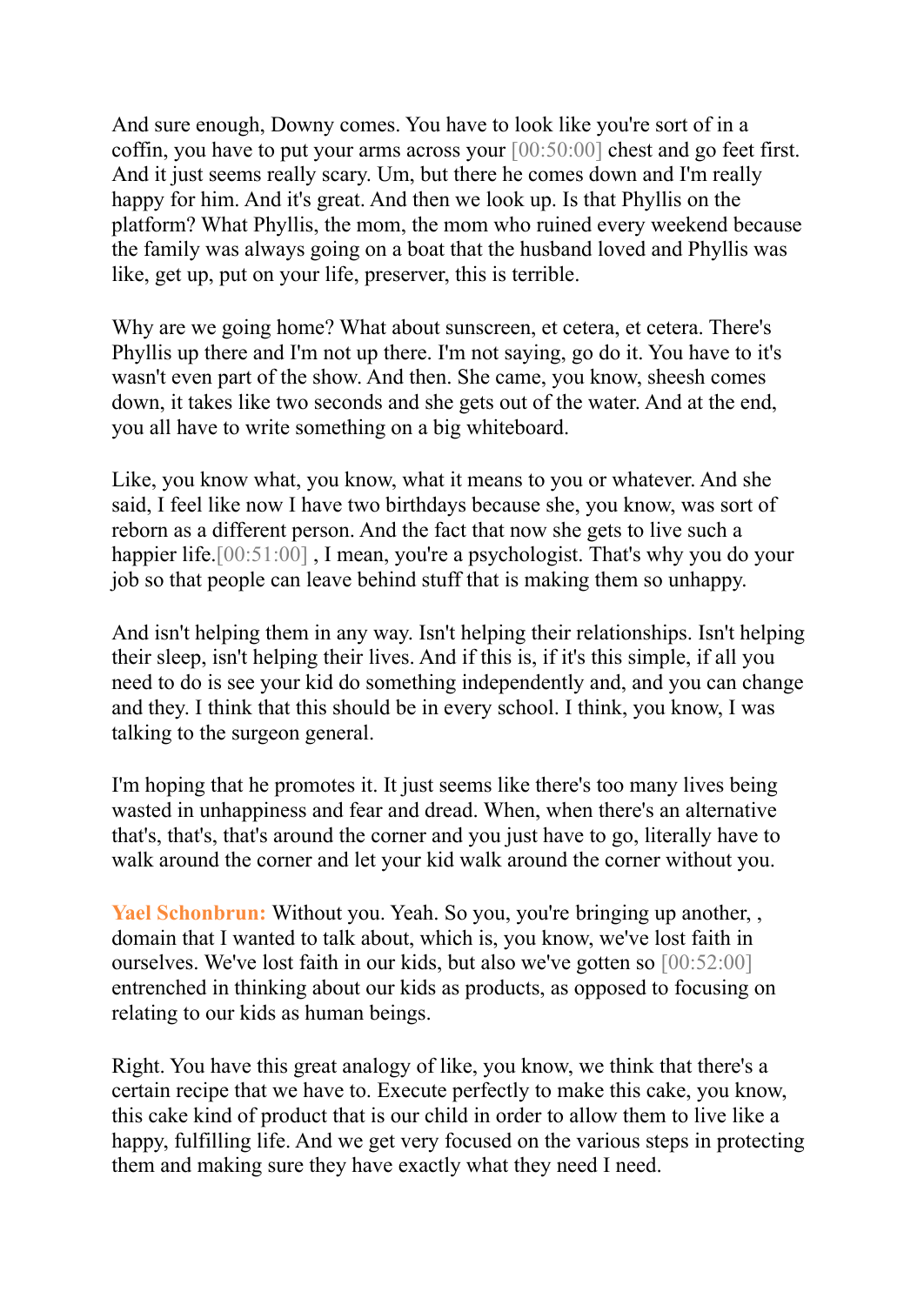And sure enough, Downy comes. You have to look like you're sort of in a coffin, you have to put your arms across your [00:50:00] chest and go feet first. And it just seems really scary. Um, but there he comes down and I'm really happy for him. And it's great. And then we look up. Is that Phyllis on the platform? What Phyllis, the mom, the mom who ruined every weekend because the family was always going on a boat that the husband loved and Phyllis was like, get up, put on your life, preserver, this is terrible.

Why are we going home? What about sunscreen, et cetera, et cetera. There's Phyllis up there and I'm not up there. I'm not saying, go do it. You have to it's wasn't even part of the show. And then. She came, you know, sheesh comes down, it takes like two seconds and she gets out of the water. And at the end, you all have to write something on a big whiteboard.

Like, you know what, you know, what it means to you or whatever. And she said, I feel like now I have two birthdays because she, you know, was sort of reborn as a different person. And the fact that now she gets to live such a happier life.[00:51:00] , I mean, you're a psychologist. That's why you do your job so that people can leave behind stuff that is making them so unhappy.

And isn't helping them in any way. Isn't helping their relationships. Isn't helping their sleep, isn't helping their lives. And if this is, if it's this simple, if all you need to do is see your kid do something independently and, and you can change and they. I think that this should be in every school. I think, you know, I was talking to the surgeon general.

I'm hoping that he promotes it. It just seems like there's too many lives being wasted in unhappiness and fear and dread. When, when there's an alternative that's, that's, that's around the corner and you just have to go, literally have to walk around the corner and let your kid walk around the corner without you.

**Yael Schonbrun:** Without you. Yeah. So you, you're bringing up another, , domain that I wanted to talk about, which is, you know, we've lost faith in ourselves. We've lost faith in our kids, but also we've gotten so [00:52:00] entrenched in thinking about our kids as products, as opposed to focusing on relating to our kids as human beings.

Right. You have this great analogy of like, you know, we think that there's a certain recipe that we have to. Execute perfectly to make this cake, you know, this cake kind of product that is our child in order to allow them to live like a happy, fulfilling life. And we get very focused on the various steps in protecting them and making sure they have exactly what they need I need.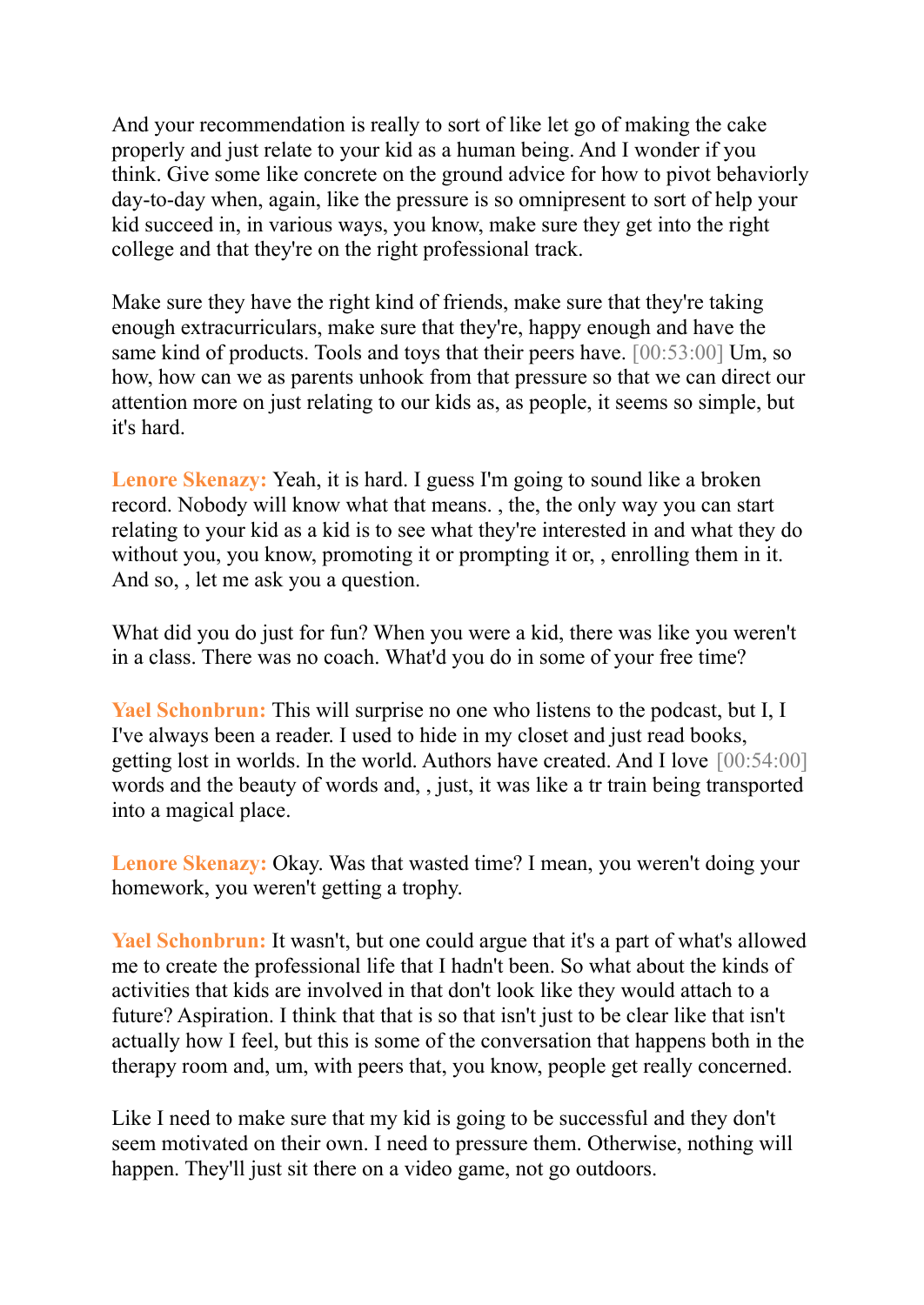And your recommendation is really to sort of like let go of making the cake properly and just relate to your kid as a human being. And I wonder if you think. Give some like concrete on the ground advice for how to pivot behaviorly day-to-day when, again, like the pressure is so omnipresent to sort of help your kid succeed in, in various ways, you know, make sure they get into the right college and that they're on the right professional track.

Make sure they have the right kind of friends, make sure that they're taking enough extracurriculars, make sure that they're, happy enough and have the same kind of products. Tools and toys that their peers have. [00:53:00] Um, so how, how can we as parents unhook from that pressure so that we can direct our attention more on just relating to our kids as, as people, it seems so simple, but it's hard.

**Lenore Skenazy:** Yeah, it is hard. I guess I'm going to sound like a broken record. Nobody will know what that means. , the, the only way you can start relating to your kid as a kid is to see what they're interested in and what they do without you, you know, promoting it or prompting it or, , enrolling them in it. And so, , let me ask you a question.

What did you do just for fun? When you were a kid, there was like you weren't in a class. There was no coach. What'd you do in some of your free time?

**Yael Schonbrun:** This will surprise no one who listens to the podcast, but I, I I've always been a reader. I used to hide in my closet and just read books, getting lost in worlds. In the world. Authors have created. And I love [00:54:00] words and the beauty of words and, , just, it was like a tr train being transported into a magical place.

**Lenore Skenazy:** Okay. Was that wasted time? I mean, you weren't doing your homework, you weren't getting a trophy.

**Yael Schonbrun:** It wasn't, but one could argue that it's a part of what's allowed me to create the professional life that I hadn't been. So what about the kinds of activities that kids are involved in that don't look like they would attach to a future? Aspiration. I think that that is so that isn't just to be clear like that isn't actually how I feel, but this is some of the conversation that happens both in the therapy room and, um, with peers that, you know, people get really concerned.

Like I need to make sure that my kid is going to be successful and they don't seem motivated on their own. I need to pressure them. Otherwise, nothing will happen. They'll just sit there on a video game, not go outdoors.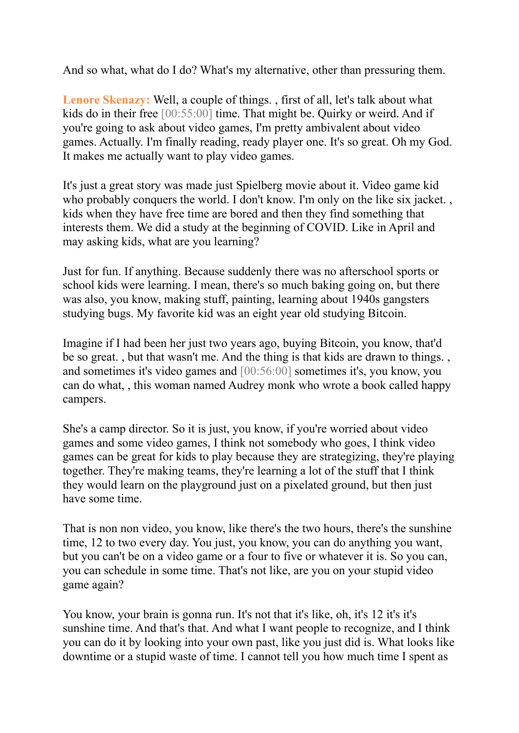And so what, what do I do? What's my alternative, other than pressuring them.

**Lenore Skenazy:** Well, a couple of things. , first of all, let's talk about what kids do in their free [00:55:00] time. That might be. Quirky or weird. And if you're going to ask about video games, I'm pretty ambivalent about video games. Actually. I'm finally reading, ready player one. It's so great. Oh my God. It makes me actually want to play video games.

It's just a great story was made just Spielberg movie about it. Video game kid who probably conquers the world. I don't know. I'm only on the like six jacket. , kids when they have free time are bored and then they find something that interests them. We did a study at the beginning of COVID. Like in April and may asking kids, what are you learning?

Just for fun. If anything. Because suddenly there was no afterschool sports or school kids were learning. I mean, there's so much baking going on, but there was also, you know, making stuff, painting, learning about 1940s gangsters studying bugs. My favorite kid was an eight year old studying Bitcoin.

Imagine if I had been her just two years ago, buying Bitcoin, you know, that'd be so great. , but that wasn't me. And the thing is that kids are drawn to things. , and sometimes it's video games and [00:56:00] sometimes it's, you know, you can do what, , this woman named Audrey monk who wrote a book called happy campers.

She's a camp director. So it is just, you know, if you're worried about video games and some video games, I think not somebody who goes, I think video games can be great for kids to play because they are strategizing, they're playing together. They're making teams, they're learning a lot of the stuff that I think they would learn on the playground just on a pixelated ground, but then just have some time.

That is non non video, you know, like there's the two hours, there's the sunshine time, 12 to two every day. You just, you know, you can do anything you want, but you can't be on a video game or a four to five or whatever it is. So you can, you can schedule in some time. That's not like, are you on your stupid video game again?

You know, your brain is gonna run. It's not that it's like, oh, it's 12 it's it's sunshine time. And that's that. And what I want people to recognize, and I think you can do it by looking into your own past, like you just did is. What looks like downtime or a stupid waste of time. I cannot tell you how much time I spent as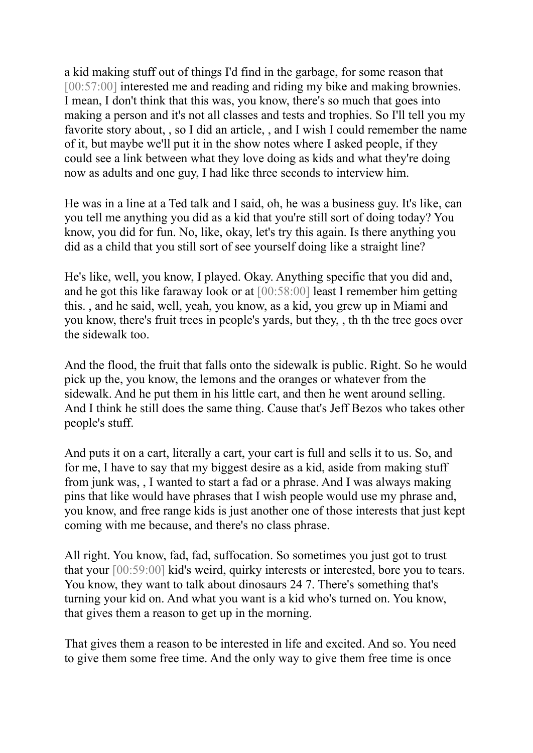a kid making stuff out of things I'd find in the garbage, for some reason that [00:57:00] interested me and reading and riding my bike and making brownies. I mean, I don't think that this was, you know, there's so much that goes into making a person and it's not all classes and tests and trophies. So I'll tell you my favorite story about, , so I did an article, , and I wish I could remember the name of it, but maybe we'll put it in the show notes where I asked people, if they could see a link between what they love doing as kids and what they're doing now as adults and one guy, I had like three seconds to interview him.

He was in a line at a Ted talk and I said, oh, he was a business guy. It's like, can you tell me anything you did as a kid that you're still sort of doing today? You know, you did for fun. No, like, okay, let's try this again. Is there anything you did as a child that you still sort of see yourself doing like a straight line?

He's like, well, you know, I played. Okay. Anything specific that you did and, and he got this like faraway look or at [00:58:00] least I remember him getting this. , and he said, well, yeah, you know, as a kid, you grew up in Miami and you know, there's fruit trees in people's yards, but they, , th th the tree goes over the sidewalk too.

And the flood, the fruit that falls onto the sidewalk is public. Right. So he would pick up the, you know, the lemons and the oranges or whatever from the sidewalk. And he put them in his little cart, and then he went around selling. And I think he still does the same thing. Cause that's Jeff Bezos who takes other people's stuff.

And puts it on a cart, literally a cart, your cart is full and sells it to us. So, and for me, I have to say that my biggest desire as a kid, aside from making stuff from junk was, , I wanted to start a fad or a phrase. And I was always making pins that like would have phrases that I wish people would use my phrase and, you know, and free range kids is just another one of those interests that just kept coming with me because, and there's no class phrase.

All right. You know, fad, fad, suffocation. So sometimes you just got to trust that your [00:59:00] kid's weird, quirky interests or interested, bore you to tears. You know, they want to talk about dinosaurs 24 7. There's something that's turning your kid on. And what you want is a kid who's turned on. You know, that gives them a reason to get up in the morning.

That gives them a reason to be interested in life and excited. And so. You need to give them some free time. And the only way to give them free time is once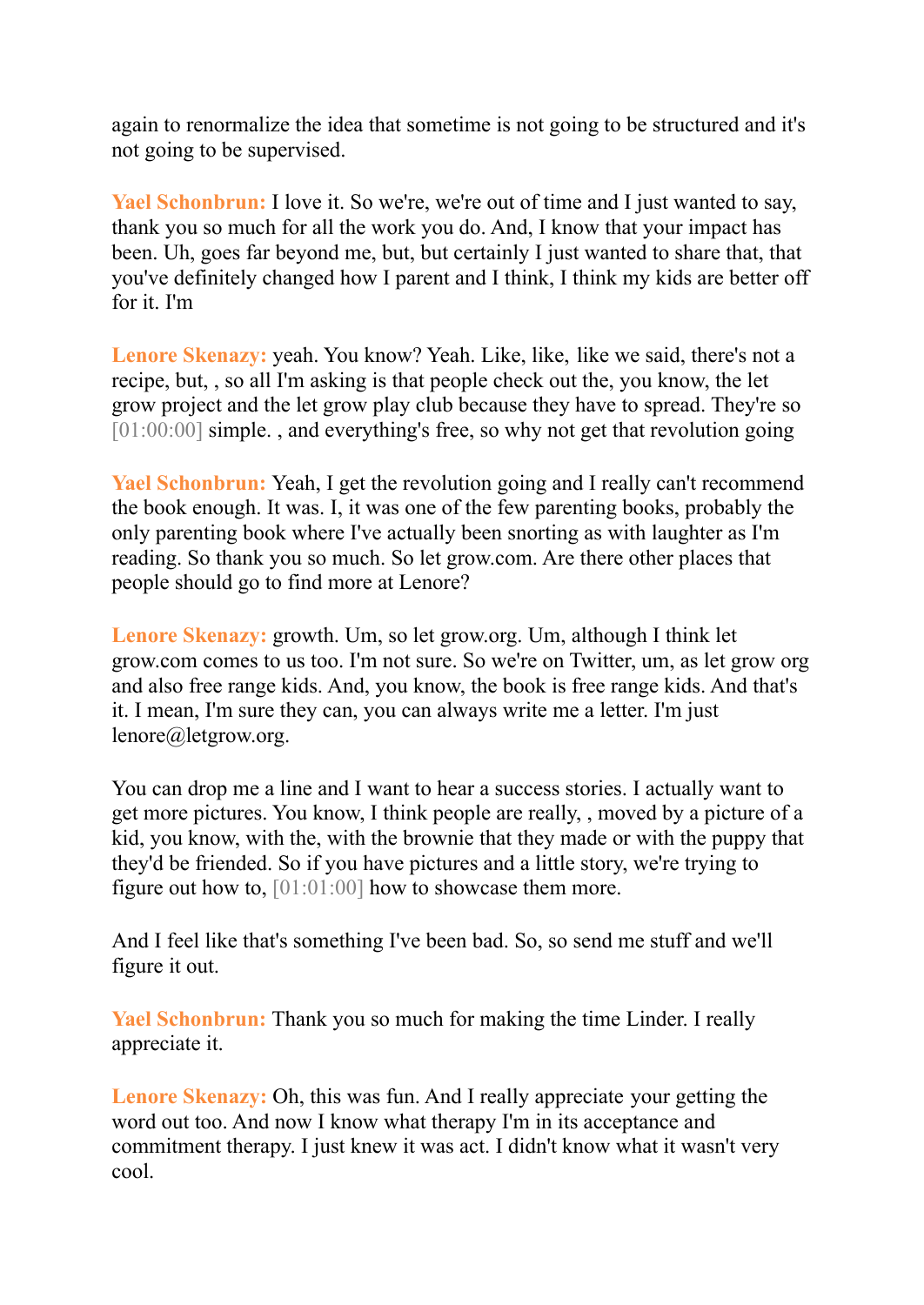again to renormalize the idea that sometime is not going to be structured and it's not going to be supervised.

**Yael Schonbrun:** I love it. So we're, we're out of time and I just wanted to say, thank you so much for all the work you do. And, I know that your impact has been. Uh, goes far beyond me, but, but certainly I just wanted to share that, that you've definitely changed how I parent and I think, I think my kids are better off for it. I'm

**Lenore Skenazy:** yeah. You know? Yeah. Like, like, like we said, there's not a recipe, but, , so all I'm asking is that people check out the, you know, the let grow project and the let grow play club because they have to spread. They're so [01:00:00] simple. , and everything's free, so why not get that revolution going

**Yael Schonbrun:** Yeah, I get the revolution going and I really can't recommend the book enough. It was. I, it was one of the few parenting books, probably the only parenting book where I've actually been snorting as with laughter as I'm reading. So thank you so much. So let grow.com. Are there other places that people should go to find more at Lenore?

**Lenore Skenazy:** growth. Um, so let grow.org. Um, although I think let grow.com comes to us too. I'm not sure. So we're on Twitter, um, as let grow org and also free range kids. And, you know, the book is free range kids. And that's it. I mean, I'm sure they can, you can always write me a letter. I'm just lenore@letgrow.org.

You can drop me a line and I want to hear a success stories. I actually want to get more pictures. You know, I think people are really, , moved by a picture of a kid, you know, with the, with the brownie that they made or with the puppy that they'd be friended. So if you have pictures and a little story, we're trying to figure out how to, [01:01:00] how to showcase them more.

And I feel like that's something I've been bad. So, so send me stuff and we'll figure it out.

**Yael Schonbrun:** Thank you so much for making the time Linder. I really appreciate it.

**Lenore Skenazy:** Oh, this was fun. And I really appreciate your getting the word out too. And now I know what therapy I'm in its acceptance and commitment therapy. I just knew it was act. I didn't know what it wasn't very cool.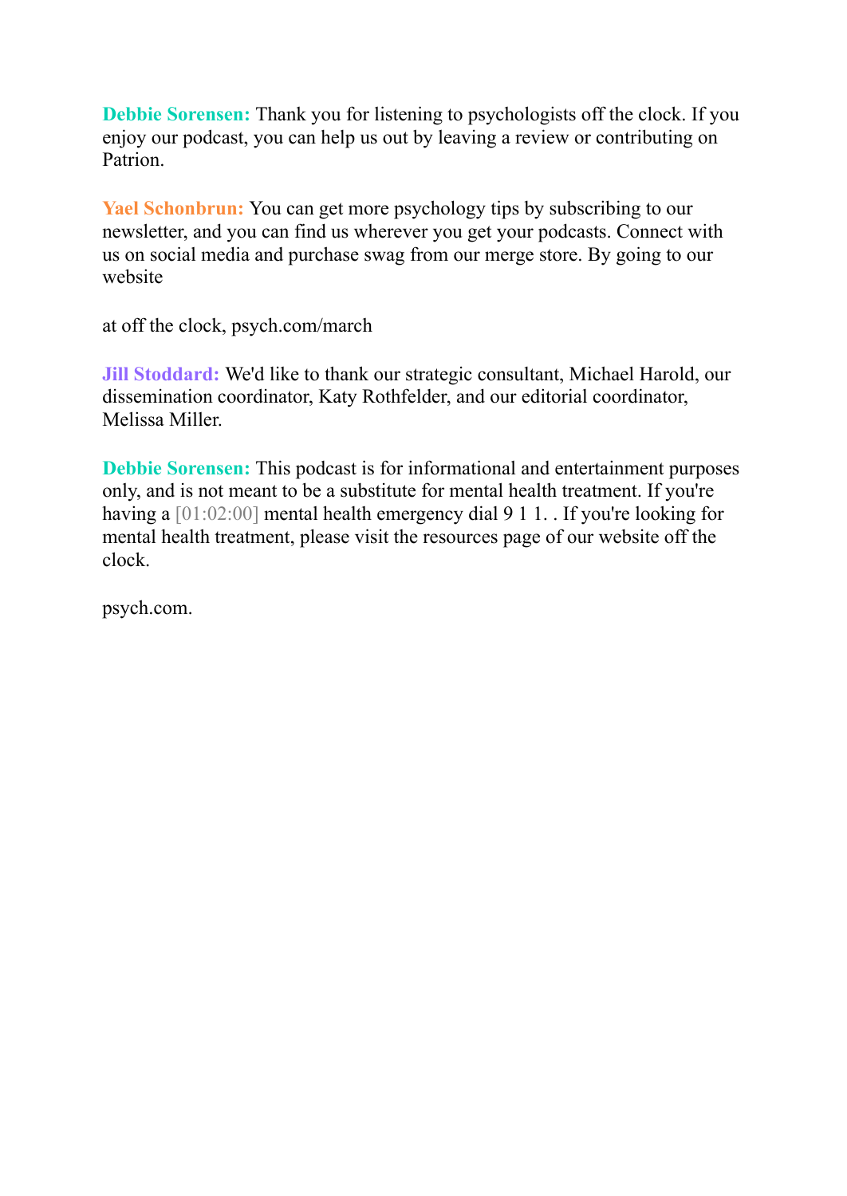**Debbie Sorensen:** Thank you for listening to psychologists off the clock. If you enjoy our podcast, you can help us out by leaving a review or contributing on Patrion.

**Yael Schonbrun:** You can get more psychology tips by subscribing to our newsletter, and you can find us wherever you get your podcasts. Connect with us on social media and purchase swag from our merge store. By going to our website

at off the clock, psych.com/march

**Jill Stoddard:** We'd like to thank our strategic consultant, Michael Harold, our dissemination coordinator, Katy Rothfelder, and our editorial coordinator, Melissa Miller.

**Debbie Sorensen:** This podcast is for informational and entertainment purposes only, and is not meant to be a substitute for mental health treatment. If you're having a [01:02:00] mental health emergency dial 9 1 1. . If you're looking for mental health treatment, please visit the resources page of our website off the clock.

psych.com.